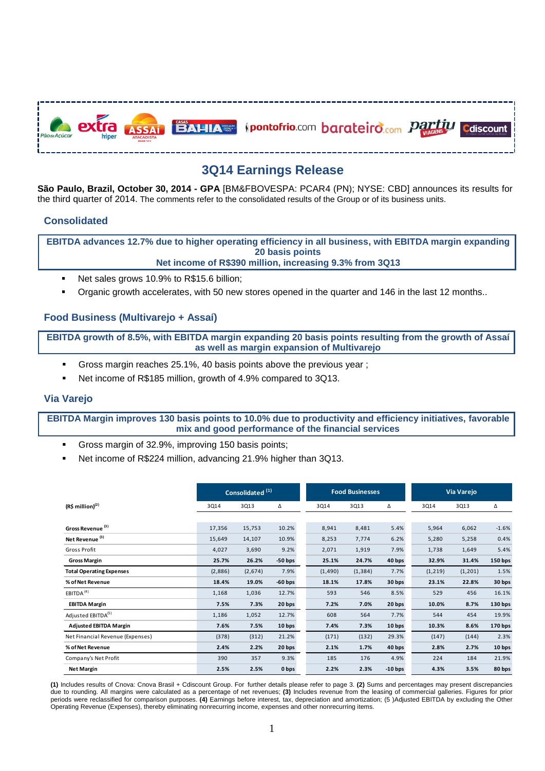# 3Q14 Earnings Release

**São Paulo, Brazil, October 30, 2014 - GPA** [BM&FBOVESPA: PCAR4 (PN); NYSE: CBD] announces its results for the third quarter of 2014. The comments refer to the consolidated results of the Group or of its business units.

## Consolidated

**EBITDA advances 12.7% due to higher operating efficiency in all business, with EBITDA margin expanding 20 basis points**
**Net income of R$390 million, increasing 9.3% from 3Q13**

- Net sales grows 10.9% to R$15.6 billion;
- Organic growth accelerates, with 50 new stores opened in the quarter and 146 in the last 12 months..

## Food Business (Multivarejo + Assaí)

**EBITDA growth of 8.5%, with EBITDA margin expanding 20 basis points resulting from the growth of Assaí as well as margin expansion of Multivarejo**

- Gross margin reaches 25.1%, 40 basis points above the previous year ;
- Net income of R$185 million, growth of 4.9% compared to 3Q13.

## Via Varejo

**EBITDA Margin improves 130 basis points to 10.0% due to productivity and efficiency initiatives, favorable mix and good performance of the financial services**

- Gross margin of 32.9%, improving 150 basis points;
- Net income of R$224 million, advancing 21.9% higher than 3Q13.

| (R$ million)[2] | Consolidated [1] | | | Food Businesses | | | Via Varejo | | |
|---|---|---|---|---|---|---|---|---|---|
| | 3Q14 | 3Q13 | Δ | 3Q14 | 3Q13 | Δ | 3Q14 | 3Q13 | Δ |
| **Gross Revenue [3]** | 17,356 | 15,753 | 10.2% | 8,941 | 8,481 | 5.4% | 5,964 | 6,062 | -1.6% |
| **Net Revenue [3]** | 15,649 | 14,107 | 10.9% | 8,253 | 7,774 | 6.2% | 5,280 | 5,258 | 0.4% |
| Gross Profit | 4,027 | 3,690 | 9.2% | 2,071 | 1,919 | 7.9% | 1,738 | 1,649 | 5.4% |
| **Gross Margin** | **25.7%** | **26.2%** | **-50 bps** | **25.1%** | **24.7%** | **40 bps** | **32.9%** | **31.4%** | **150 bps** |
| **Total Operating Expenses** | (2,886) | (2,674) | 7.9% | (1,490) | (1,384) | 7.7% | (1,219) | (1,201) | 1.5% |
| **% of Net Revenue** | **18.4%** | **19.0%** | **-60 bps** | **18.1%** | **17.8%** | **30 bps** | **23.1%** | **22.8%** | **30 bps** |
| EBITDA [4] | 1,168 | 1,036 | 12.7% | 593 | 546 | 8.5% | 529 | 456 | 16.1% |
| **EBITDA Margin** | **7.5%** | **7.3%** | **20 bps** | **7.2%** | **7.0%** | **20 bps** | **10.0%** | **8.7%** | **130 bps** |
| Adjusted EBITDA[5] | 1,186 | 1,052 | 12.7% | 608 | 564 | 7.7% | 544 | 454 | 19.9% |
| **Adjusted EBITDA Margin** | **7.6%** | **7.5%** | **10 bps** | **7.4%** | **7.3%** | **10 bps** | **10.3%** | **8.6%** | **170 bps** |
| Net Financial Revenue (Expenses) | (378) | (312) | 21.2% | (171) | (132) | 29.3% | (147) | (144) | 2.3% |
| **% of Net Revenue** | **2.4%** | **2.2%** | **20 bps** | **2.1%** | **1.7%** | **40 bps** | **2.8%** | **2.7%** | **10 bps** |
| Company's Net Profit | 390 | 357 | 9.3% | 185 | 176 | 4.9% | 224 | 184 | 21.9% |
| **Net Margin** | **2.5%** | **2.5%** | **0 bps** | **2.2%** | **2.3%** | **-10 bps** | **4.3%** | **3.5%** | **80 bps** |

**(1)** Includes results of Cnova: Cnova Brasil + Cdiscount Group. For further details please refer to page 3. **(2)** Sums and percentages may present discrepancies due to rounding. All margins were calculated as a percentage of net revenues; **(3)** Includes revenue from the leasing of commercial galleries. Figures for prior periods were reclassified for comparison purposes. **(4)** Earnings before interest, tax, depreciation and amortization; (5 )Adjusted EBITDA by excluding the Other Operating Revenue (Expenses), thereby eliminating nonrecurring income, expenses and other nonrecurring items.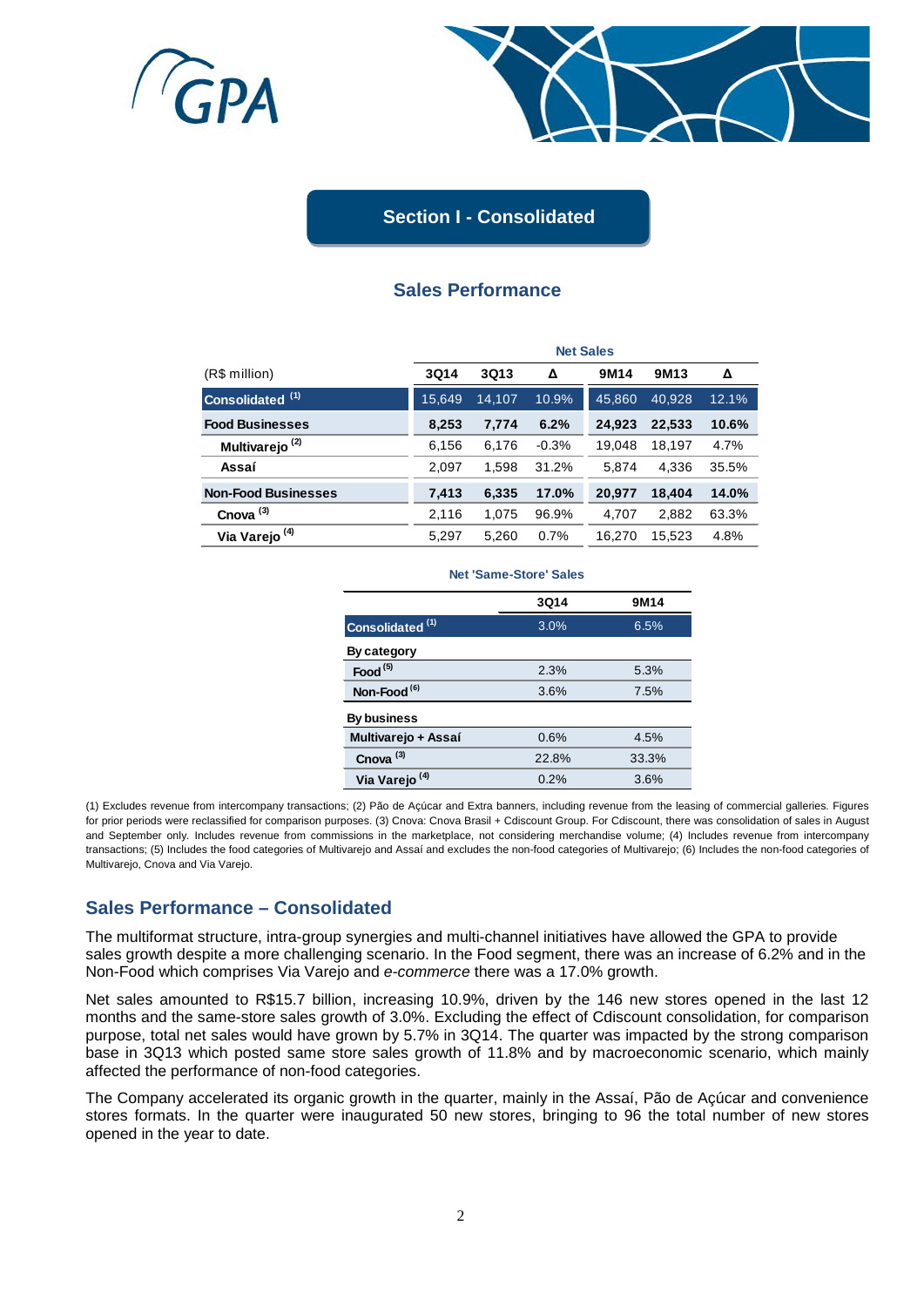## Section I - Consolidated

### Sales Performance

| (R$ million) | Net Sales | | | | | |
|---|---|---|---|---|---|---|
| | **3Q14** | **3Q13** | **Δ** | **9M14** | **9M13** | **Δ** |
| **Consolidated [1]** | 15,649 | 14,107 | 10.9% | 45,860 | 40,928 | 12.1% |
| **Food Businesses** | **8,253** | **7,774** | **6.2%** | **24,923** | **22,533** | **10.6%** |
| **Multivarejo [2]** | 6,156 | 6,176 | -0.3% | 19,048 | 18,197 | 4.7% |
| **Assaí** | 2,097 | 1,598 | 31.2% | 5,874 | 4,336 | 35.5% |
| **Non-Food Businesses** | **7,413** | **6,335** | **17.0%** | **20,977** | **18,404** | **14.0%** |
| **Cnova [3]** | 2,116 | 1,075 | 96.9% | 4,707 | 2,882 | 63.3% |
| **Via Varejo [4]** | 5,297 | 5,260 | 0.7% | 16,270 | 15,523 | 4.8% |

**Net 'Same-Store' Sales**

| | **3Q14** | **9M14** |
|---|---|---|
| **Consolidated [1]** | 3.0% | 6.5% |
| **By category** | | |
| **Food [5]** | 2.3% | 5.3% |
| **Non-Food [6]** | 3.6% | 7.5% |
| **By business** | | |
| **Multivarejo + Assaí** | 0.6% | 4.5% |
| **Cnova [3]** | 22.8% | 33.3% |
| **Via Varejo [4]** | 0.2% | 3.6% |

(1) Excludes revenue from intercompany transactions; (2) Pão de Açúcar and Extra banners, including revenue from the leasing of commercial galleries. Figures for prior periods were reclassified for comparison purposes. (3) Cnova: Cnova Brasil + Cdiscount Group. For Cdiscount, there was consolidation of sales in August and September only. Includes revenue from commissions in the marketplace, not considering merchandise volume; (4) Includes revenue from intercompany transactions; (5) Includes the food categories of Multivarejo and Assaí and excludes the non-food categories of Multivarejo; (6) Includes the non-food categories of Multivarejo, Cnova and Via Varejo.

## Sales Performance – Consolidated

The multiformat structure, intra-group synergies and multi-channel initiatives have allowed the GPA to provide sales growth despite a more challenging scenario. In the Food segment, there was an increase of 6.2% and in the Non-Food which comprises Via Varejo and *e-commerce* there was a 17.0% growth.

Net sales amounted to R$15.7 billion, increasing 10.9%, driven by the 146 new stores opened in the last 12 months and the same-store sales growth of 3.0%. Excluding the effect of Cdiscount consolidation, for comparison purpose, total net sales would have grown by 5.7% in 3Q14. The quarter was impacted by the strong comparison base in 3Q13 which posted same store sales growth of 11.8% and by macroeconomic scenario, which mainly affected the performance of non-food categories.

The Company accelerated its organic growth in the quarter, mainly in the Assaí, Pão de Açúcar and convenience stores formats. In the quarter were inaugurated 50 new stores, bringing to 96 the total number of new stores opened in the year to date.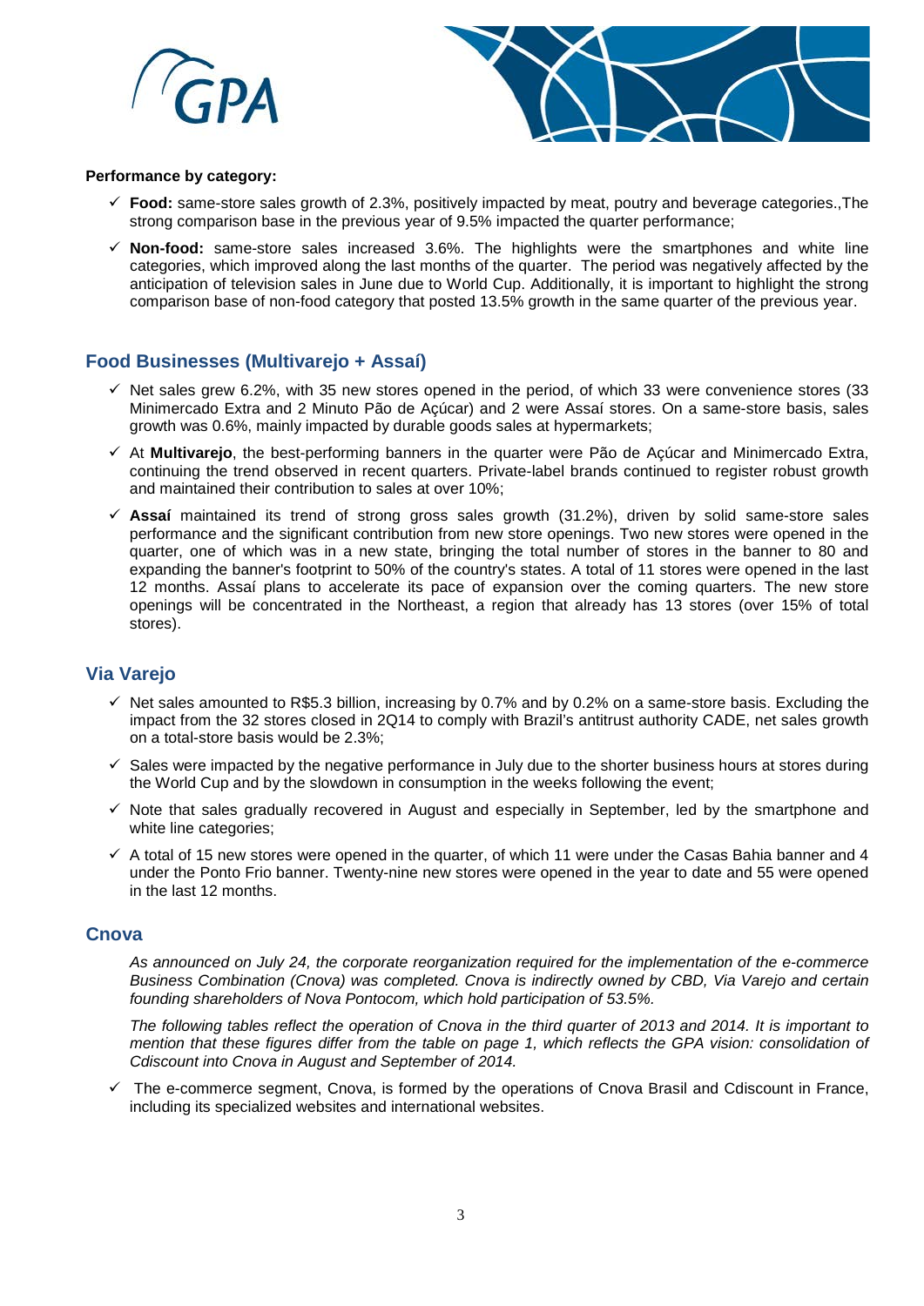**Performance by category:**

- **Food:** same-store sales growth of 2.3%, positively impacted by meat, poutry and beverage categories.,The strong comparison base in the previous year of 9.5% impacted the quarter performance;
- **Non-food:** same-store sales increased 3.6%. The highlights were the smartphones and white line categories, which improved along the last months of the quarter. The period was negatively affected by the anticipation of television sales in June due to World Cup. Additionally, it is important to highlight the strong comparison base of non-food category that posted 13.5% growth in the same quarter of the previous year.

## Food Businesses (Multivarejo + Assaí)

- Net sales grew 6.2%, with 35 new stores opened in the period, of which 33 were convenience stores (33 Minimercado Extra and 2 Minuto Pão de Açúcar) and 2 were Assaí stores. On a same-store basis, sales growth was 0.6%, mainly impacted by durable goods sales at hypermarkets;
- At **Multivarejo**, the best-performing banners in the quarter were Pão de Açúcar and Minimercado Extra, continuing the trend observed in recent quarters. Private-label brands continued to register robust growth and maintained their contribution to sales at over 10%;
- **Assaí** maintained its trend of strong gross sales growth (31.2%), driven by solid same-store sales performance and the significant contribution from new store openings. Two new stores were opened in the quarter, one of which was in a new state, bringing the total number of stores in the banner to 80 and expanding the banner's footprint to 50% of the country's states. A total of 11 stores were opened in the last 12 months. Assaí plans to accelerate its pace of expansion over the coming quarters. The new store openings will be concentrated in the Northeast, a region that already has 13 stores (over 15% of total stores).

## Via Varejo

- Net sales amounted to R$5.3 billion, increasing by 0.7% and by 0.2% on a same-store basis. Excluding the impact from the 32 stores closed in 2Q14 to comply with Brazil's antitrust authority CADE, net sales growth on a total-store basis would be 2.3%;
- Sales were impacted by the negative performance in July due to the shorter business hours at stores during the World Cup and by the slowdown in consumption in the weeks following the event;
- Note that sales gradually recovered in August and especially in September, led by the smartphone and white line categories;
- A total of 15 new stores were opened in the quarter, of which 11 were under the Casas Bahia banner and 4 under the Ponto Frio banner. Twenty-nine new stores were opened in the year to date and 55 were opened in the last 12 months.

## Cnova

*As announced on July 24, the corporate reorganization required for the implementation of the e-commerce Business Combination (Cnova) was completed. Cnova is indirectly owned by CBD, Via Varejo and certain founding shareholders of Nova Pontocom, which hold participation of 53.5%.*

*The following tables reflect the operation of Cnova in the third quarter of 2013 and 2014. It is important to mention that these figures differ from the table on page 1, which reflects the GPA vision: consolidation of Cdiscount into Cnova in August and September of 2014.*

- The e-commerce segment, Cnova, is formed by the operations of Cnova Brasil and Cdiscount in France, including its specialized websites and international websites.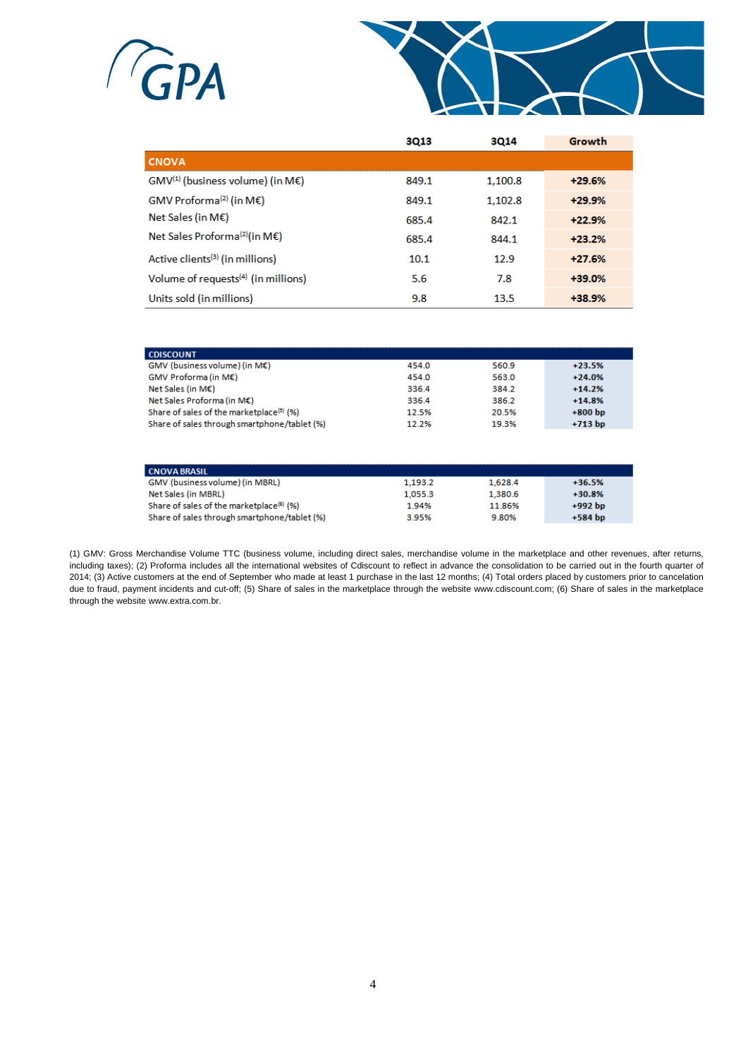| | 3Q13 | 3Q14 | Growth |
|---|---|---|---|
| **CNOVA** | | | |
| GMV[1] (business volume) (in M€) | 849.1 | 1,100.8 | **+29.6%** |
| GMV Proforma[2] (in M€) | 849.1 | 1,102.8 | **+29.9%** |
| Net Sales (in M€) | 685.4 | 842.1 | **+22.9%** |
| Net Sales Proforma[2] (in M€) | 685.4 | 844.1 | **+23.2%** |
| Active clients[3] (in millions) | 10.1 | 12.9 | **+27.6%** |
| Volume of requests[4] (in millions) | 5.6 | 7.8 | **+39.0%** |
| Units sold (in millions) | 9.8 | 13.5 | **+38.9%** |

| CDISCOUNT | | | |
|---|---|---|---|
| GMV (business volume) (in M€) | 454.0 | 560.9 | **+23.5%** |
| GMV Proforma (in M€) | 454.0 | 563.0 | **+24.0%** |
| Net Sales (in M€) | 336.4 | 384.2 | **+14.2%** |
| Net Sales Proforma (in M€) | 336.4 | 386.2 | **+14.8%** |
| Share of sales of the marketplace[5] (%) | 12.5% | 20.5% | **+800 bp** |
| Share of sales through smartphone/tablet (%) | 12.2% | 19.3% | **+713 bp** |

| CNOVA BRASIL | | | |
|---|---|---|---|
| GMV (business volume) (in MBRL) | 1,193.2 | 1,628.4 | **+36.5%** |
| Net Sales (in MBRL) | 1,055.3 | 1,380.6 | **+30.8%** |
| Share of sales of the marketplace[6] (%) | 1.94% | 11.86% | **+992 bp** |
| Share of sales through smartphone/tablet (%) | 3.95% | 9.80% | **+584 bp** |

(1) GMV: Gross Merchandise Volume TTC (business volume, including direct sales, merchandise volume in the marketplace and other revenues, after returns, including taxes); (2) Proforma includes all the international websites of Cdiscount to reflect in advance the consolidation to be carried out in the fourth quarter of 2014; (3) Active customers at the end of September who made at least 1 purchase in the last 12 months; (4) Total orders placed by customers prior to cancelation due to fraud, payment incidents and cut-off; (5) Share of sales in the marketplace through the website www.cdiscount.com; (6) Share of sales in the marketplace through the website www.extra.com.br.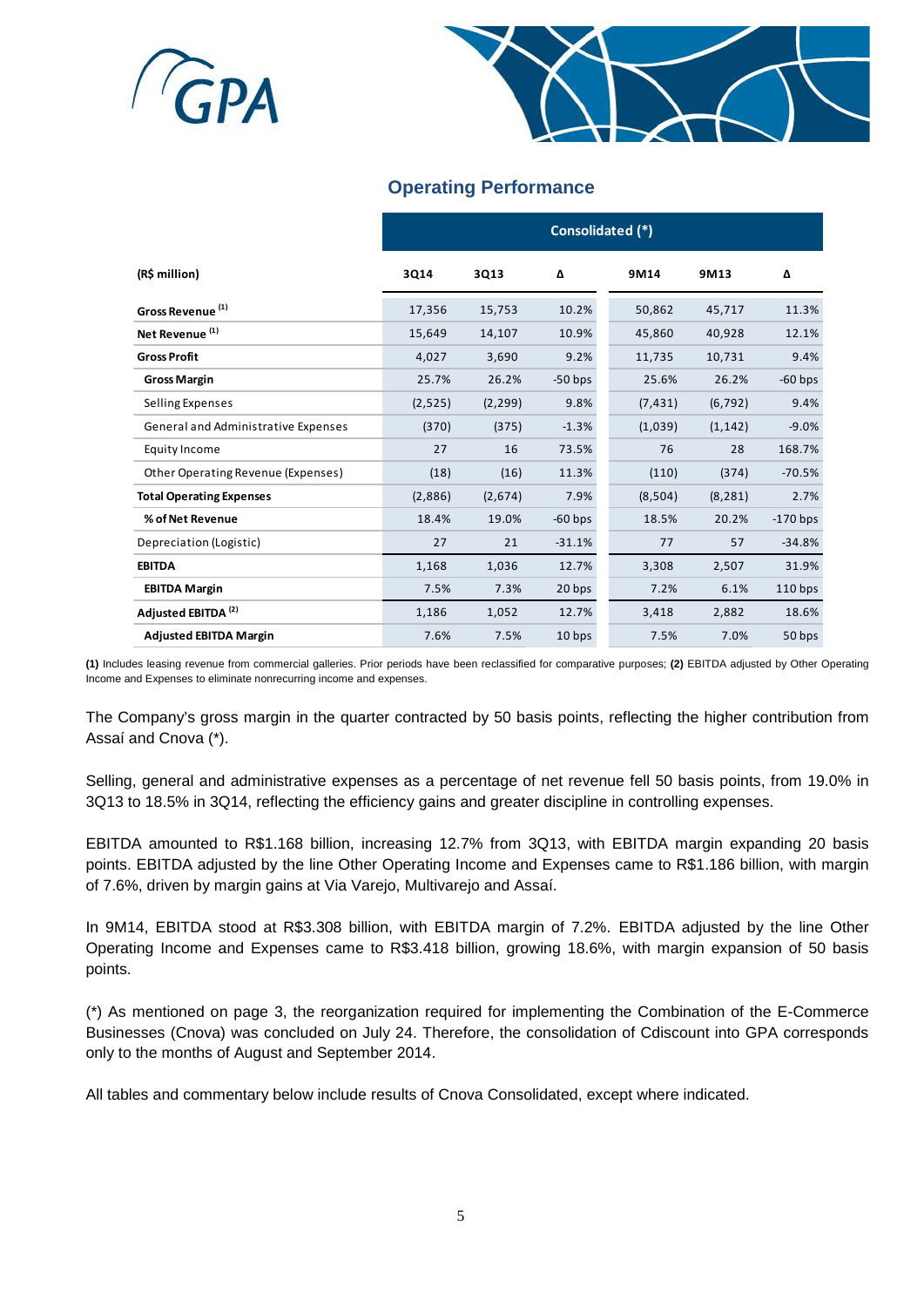## Operating Performance

| (R$ million) | Consolidated (*) | | | | | |
|---|---|---|---|---|---|---|
| | 3Q14 | 3Q13 | Δ | 9M14 | 9M13 | Δ |
| **Gross Revenue** [1] | 17,356 | 15,753 | 10.2% | 50,862 | 45,717 | 11.3% |
| **Net Revenue** [1] | 15,649 | 14,107 | 10.9% | 45,860 | 40,928 | 12.1% |
| **Gross Profit** | 4,027 | 3,690 | 9.2% | 11,735 | 10,731 | 9.4% |
| **Gross Margin** | 25.7% | 26.2% | -50 bps | 25.6% | 26.2% | -60 bps |
| Selling Expenses | (2,525) | (2,299) | 9.8% | (7,431) | (6,792) | 9.4% |
| General and Administrative Expenses | (370) | (375) | -1.3% | (1,039) | (1,142) | -9.0% |
| Equity Income | 27 | 16 | 73.5% | 76 | 28 | 168.7% |
| Other Operating Revenue (Expenses) | (18) | (16) | 11.3% | (110) | (374) | -70.5% |
| **Total Operating Expenses** | (2,886) | (2,674) | 7.9% | (8,504) | (8,281) | 2.7% |
| **% of Net Revenue** | 18.4% | 19.0% | -60 bps | 18.5% | 20.2% | -170 bps |
| Depreciation (Logistic) | 27 | 21 | -31.1% | 77 | 57 | -34.8% |
| **EBITDA** | 1,168 | 1,036 | 12.7% | 3,308 | 2,507 | 31.9% |
| **EBITDA Margin** | 7.5% | 7.3% | 20 bps | 7.2% | 6.1% | 110 bps |
| **Adjusted EBITDA** [2] | 1,186 | 1,052 | 12.7% | 3,418 | 2,882 | 18.6% |
| **Adjusted EBITDA Margin** | 7.6% | 7.5% | 10 bps | 7.5% | 7.0% | 50 bps |

**(1)** Includes leasing revenue from commercial galleries. Prior periods have been reclassified for comparative purposes; **(2)** EBITDA adjusted by Other Operating Income and Expenses to eliminate nonrecurring income and expenses.

The Company's gross margin in the quarter contracted by 50 basis points, reflecting the higher contribution from Assaí and Cnova (*).

Selling, general and administrative expenses as a percentage of net revenue fell 50 basis points, from 19.0% in 3Q13 to 18.5% in 3Q14, reflecting the efficiency gains and greater discipline in controlling expenses.

EBITDA amounted to R$1.168 billion, increasing 12.7% from 3Q13, with EBITDA margin expanding 20 basis points. EBITDA adjusted by the line Other Operating Income and Expenses came to R$1.186 billion, with margin of 7.6%, driven by margin gains at Via Varejo, Multivarejo and Assaí.

In 9M14, EBITDA stood at R$3.308 billion, with EBITDA margin of 7.2%. EBITDA adjusted by the line Other Operating Income and Expenses came to R$3.418 billion, growing 18.6%, with margin expansion of 50 basis points.

(*) As mentioned on page 3, the reorganization required for implementing the Combination of the E-Commerce Businesses (Cnova) was concluded on July 24. Therefore, the consolidation of Cdiscount into GPA corresponds only to the months of August and September 2014.

All tables and commentary below include results of Cnova Consolidated, except where indicated.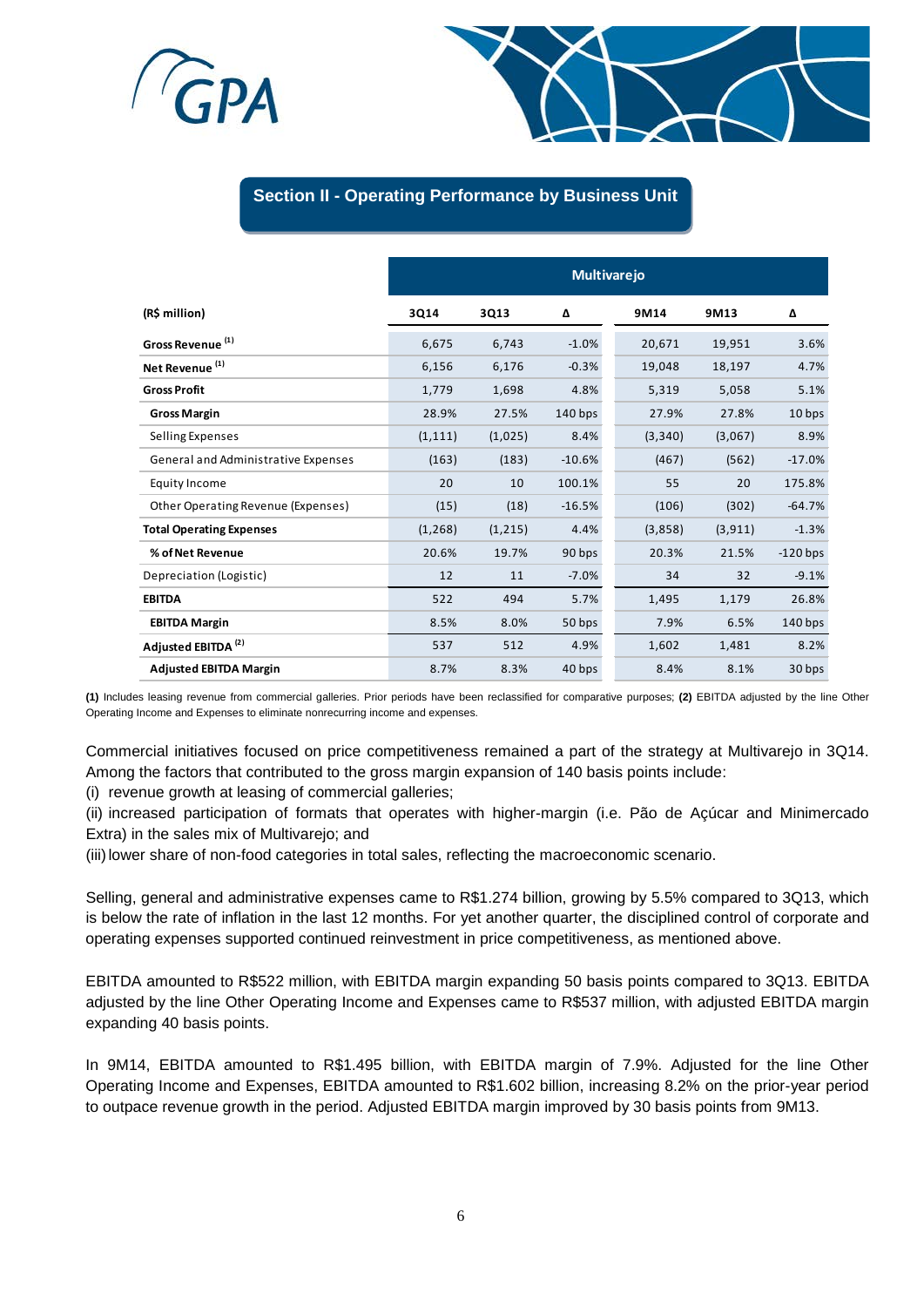## Section II - Operating Performance by Business Unit

| (R$ million) | Multivarejo | | | | | |
|---|---|---|---|---|---|---|
| | 3Q14 | 3Q13 | Δ | 9M14 | 9M13 | Δ |
| **Gross Revenue** [(1)] | 6,675 | 6,743 | -1.0% | 20,671 | 19,951 | 3.6% |
| **Net Revenue** [(1)] | 6,156 | 6,176 | -0.3% | 19,048 | 18,197 | 4.7% |
| **Gross Profit** | 1,779 | 1,698 | 4.8% | 5,319 | 5,058 | 5.1% |
| **Gross Margin** | 28.9% | 27.5% | 140 bps | 27.9% | 27.8% | 10 bps |
| Selling Expenses | (1,111) | (1,025) | 8.4% | (3,340) | (3,067) | 8.9% |
| General and Administrative Expenses | (163) | (183) | -10.6% | (467) | (562) | -17.0% |
| Equity Income | 20 | 10 | 100.1% | 55 | 20 | 175.8% |
| Other Operating Revenue (Expenses) | (15) | (18) | -16.5% | (106) | (302) | -64.7% |
| **Total Operating Expenses** | (1,268) | (1,215) | 4.4% | (3,858) | (3,911) | -1.3% |
| **% of Net Revenue** | 20.6% | 19.7% | 90 bps | 20.3% | 21.5% | -120 bps |
| Depreciation (Logistic) | 12 | 11 | -7.0% | 34 | 32 | -9.1% |
| **EBITDA** | 522 | 494 | 5.7% | 1,495 | 1,179 | 26.8% |
| **EBITDA Margin** | 8.5% | 8.0% | 50 bps | 7.9% | 6.5% | 140 bps |
| **Adjusted EBITDA** [(2)] | 537 | 512 | 4.9% | 1,602 | 1,481 | 8.2% |
| **Adjusted EBITDA Margin** | 8.7% | 8.3% | 40 bps | 8.4% | 8.1% | 30 bps |

**(1)** Includes leasing revenue from commercial galleries. Prior periods have been reclassified for comparative purposes; **(2)** EBITDA adjusted by the line Other Operating Income and Expenses to eliminate nonrecurring income and expenses.

Commercial initiatives focused on price competitiveness remained a part of the strategy at Multivarejo in 3Q14. Among the factors that contributed to the gross margin expansion of 140 basis points include:

(i) revenue growth at leasing of commercial galleries;

(ii) increased participation of formats that operates with higher-margin (i.e. Pão de Açúcar and Minimercado Extra) in the sales mix of Multivarejo; and

(iii) lower share of non-food categories in total sales, reflecting the macroeconomic scenario.

Selling, general and administrative expenses came to R$1.274 billion, growing by 5.5% compared to 3Q13, which is below the rate of inflation in the last 12 months. For yet another quarter, the disciplined control of corporate and operating expenses supported continued reinvestment in price competitiveness, as mentioned above.

EBITDA amounted to R$522 million, with EBITDA margin expanding 50 basis points compared to 3Q13. EBITDA adjusted by the line Other Operating Income and Expenses came to R$537 million, with adjusted EBITDA margin expanding 40 basis points.

In 9M14, EBITDA amounted to R$1.495 billion, with EBITDA margin of 7.9%. Adjusted for the line Other Operating Income and Expenses, EBITDA amounted to R$1.602 billion, increasing 8.2% on the prior-year period to outpace revenue growth in the period. Adjusted EBITDA margin improved by 30 basis points from 9M13.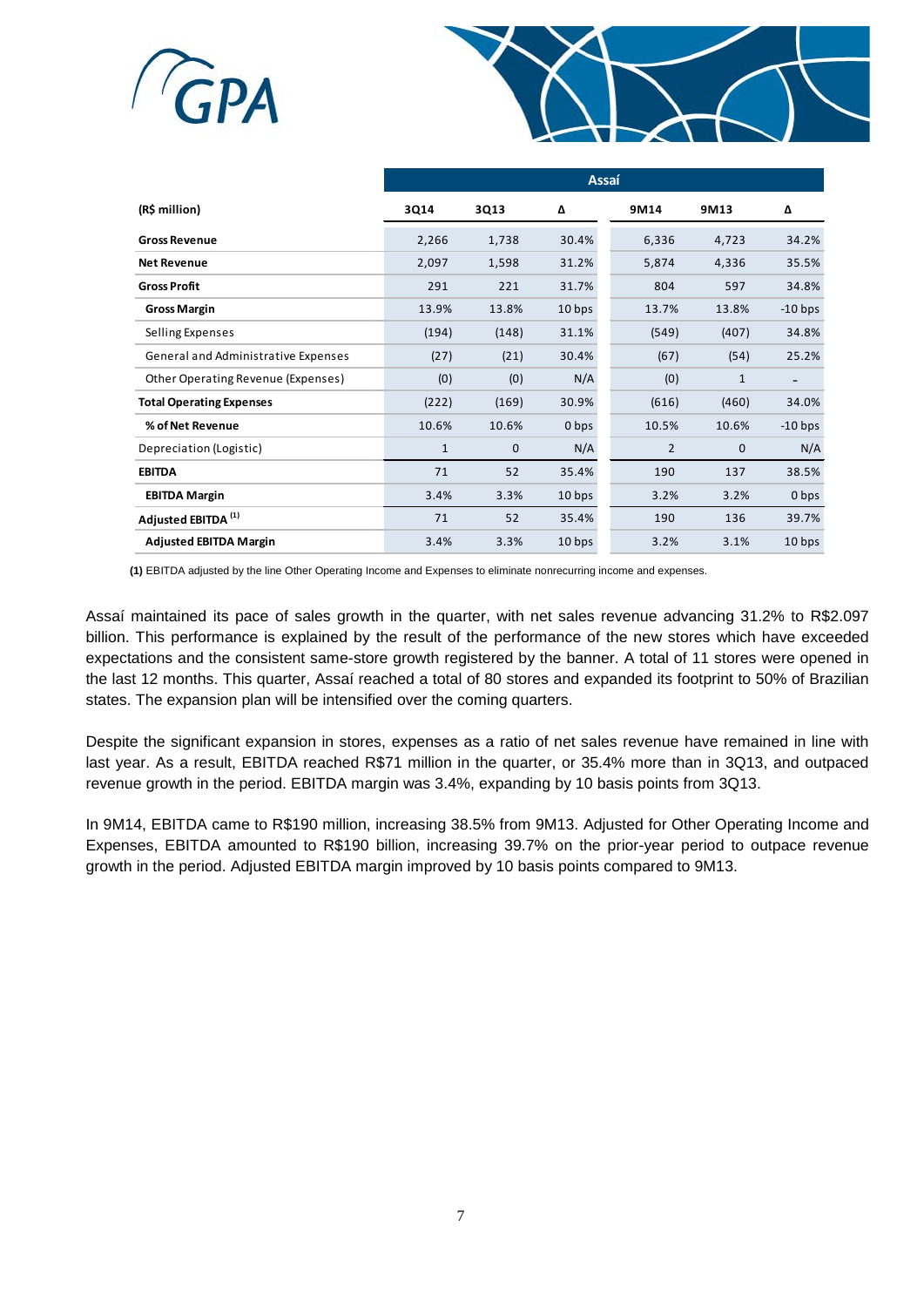| (R$ million) | Assaí | | | | | |
|---|---|---|---|---|---|---|
| | 3Q14 | 3Q13 | Δ | 9M14 | 9M13 | Δ |
| **Gross Revenue** | 2,266 | 1,738 | 30.4% | 6,336 | 4,723 | 34.2% |
| **Net Revenue** | 2,097 | 1,598 | 31.2% | 5,874 | 4,336 | 35.5% |
| **Gross Profit** | 291 | 221 | 31.7% | 804 | 597 | 34.8% |
| **Gross Margin** | 13.9% | 13.8% | 10 bps | 13.7% | 13.8% | -10 bps |
| Selling Expenses | (194) | (148) | 31.1% | (549) | (407) | 34.8% |
| General and Administrative Expenses | (27) | (21) | 30.4% | (67) | (54) | 25.2% |
| Other Operating Revenue (Expenses) | (0) | (0) | N/A | (0) | 1 | - |
| **Total Operating Expenses** | (222) | (169) | 30.9% | (616) | (460) | 34.0% |
| **% of Net Revenue** | 10.6% | 10.6% | 0 bps | 10.5% | 10.6% | -10 bps |
| Depreciation (Logistic) | 1 | 0 | N/A | 2 | 0 | N/A |
| **EBITDA** | 71 | 52 | 35.4% | 190 | 137 | 38.5% |
| **EBITDA Margin** | 3.4% | 3.3% | 10 bps | 3.2% | 3.2% | 0 bps |
| **Adjusted EBITDA** [(1)] | 71 | 52 | 35.4% | 190 | 136 | 39.7% |
| **Adjusted EBITDA Margin** | 3.4% | 3.3% | 10 bps | 3.2% | 3.1% | 10 bps |

**(1)** EBITDA adjusted by the line Other Operating Income and Expenses to eliminate nonrecurring income and expenses.

Assaí maintained its pace of sales growth in the quarter, with net sales revenue advancing 31.2% to R$2.097 billion. This performance is explained by the result of the performance of the new stores which have exceeded expectations and the consistent same-store growth registered by the banner. A total of 11 stores were opened in the last 12 months. This quarter, Assaí reached a total of 80 stores and expanded its footprint to 50% of Brazilian states. The expansion plan will be intensified over the coming quarters.

Despite the significant expansion in stores, expenses as a ratio of net sales revenue have remained in line with last year. As a result, EBITDA reached R$71 million in the quarter, or 35.4% more than in 3Q13, and outpaced revenue growth in the period. EBITDA margin was 3.4%, expanding by 10 basis points from 3Q13.

In 9M14, EBITDA came to R$190 million, increasing 38.5% from 9M13. Adjusted for Other Operating Income and Expenses, EBITDA amounted to R$190 billion, increasing 39.7% on the prior-year period to outpace revenue growth in the period. Adjusted EBITDA margin improved by 10 basis points compared to 9M13.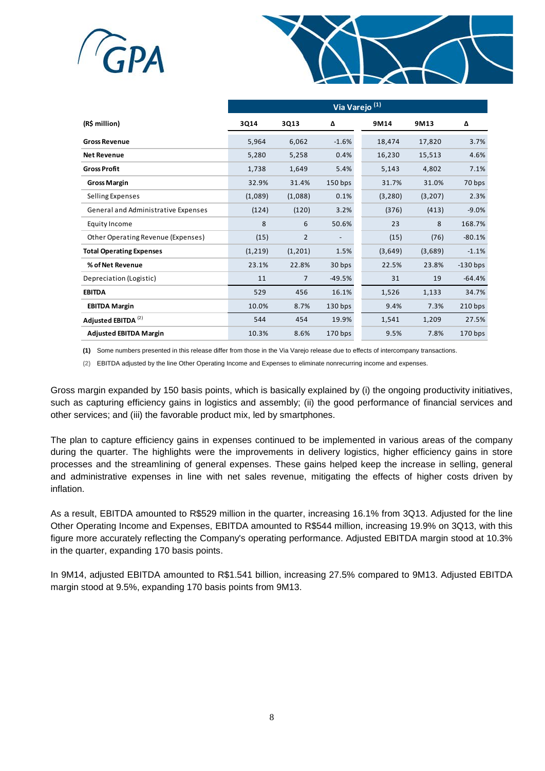| (R$ million) | Via Varejo [(1)] | | | | | |
|---|---|---|---|---|---|---|
| | 3Q14 | 3Q13 | Δ | 9M14 | 9M13 | Δ |
| **Gross Revenue** | 5,964 | 6,062 | -1.6% | 18,474 | 17,820 | 3.7% |
| **Net Revenue** | 5,280 | 5,258 | 0.4% | 16,230 | 15,513 | 4.6% |
| **Gross Profit** | 1,738 | 1,649 | 5.4% | 5,143 | 4,802 | 7.1% |
| **Gross Margin** | 32.9% | 31.4% | 150 bps | 31.7% | 31.0% | 70 bps |
| Selling Expenses | (1,089) | (1,088) | 0.1% | (3,280) | (3,207) | 2.3% |
| General and Administrative Expenses | (124) | (120) | 3.2% | (376) | (413) | -9.0% |
| Equity Income | 8 | 6 | 50.6% | 23 | 8 | 168.7% |
| Other Operating Revenue (Expenses) | (15) | 2 | - | (15) | (76) | -80.1% |
| **Total Operating Expenses** | (1,219) | (1,201) | 1.5% | (3,649) | (3,689) | -1.1% |
| **% of Net Revenue** | 23.1% | 22.8% | 30 bps | 22.5% | 23.8% | -130 bps |
| Depreciation (Logistic) | 11 | 7 | -49.5% | 31 | 19 | -64.4% |
| **EBITDA** | 529 | 456 | 16.1% | 1,526 | 1,133 | 34.7% |
| **EBITDA Margin** | 10.0% | 8.7% | 130 bps | 9.4% | 7.3% | 210 bps |
| **Adjusted EBITDA** [(2)] | 544 | 454 | 19.9% | 1,541 | 1,209 | 27.5% |
| **Adjusted EBITDA Margin** | 10.3% | 8.6% | 170 bps | 9.5% | 7.8% | 170 bps |

**(1)** Some numbers presented in this release differ from those in the Via Varejo release due to effects of intercompany transactions.

(2) EBITDA adjusted by the line Other Operating Income and Expenses to eliminate nonrecurring income and expenses.

Gross margin expanded by 150 basis points, which is basically explained by (i) the ongoing productivity initiatives, such as capturing efficiency gains in logistics and assembly; (ii) the good performance of financial services and other services; and (iii) the favorable product mix, led by smartphones.

The plan to capture efficiency gains in expenses continued to be implemented in various areas of the company during the quarter. The highlights were the improvements in delivery logistics, higher efficiency gains in store processes and the streamlining of general expenses. These gains helped keep the increase in selling, general and administrative expenses in line with net sales revenue, mitigating the effects of higher costs driven by inflation.

As a result, EBITDA amounted to R$529 million in the quarter, increasing 16.1% from 3Q13. Adjusted for the line Other Operating Income and Expenses, EBITDA amounted to R$544 million, increasing 19.9% on 3Q13, with this figure more accurately reflecting the Company's operating performance. Adjusted EBITDA margin stood at 10.3% in the quarter, expanding 170 basis points.

In 9M14, adjusted EBITDA amounted to R$1.541 billion, increasing 27.5% compared to 9M13. Adjusted EBITDA margin stood at 9.5%, expanding 170 basis points from 9M13.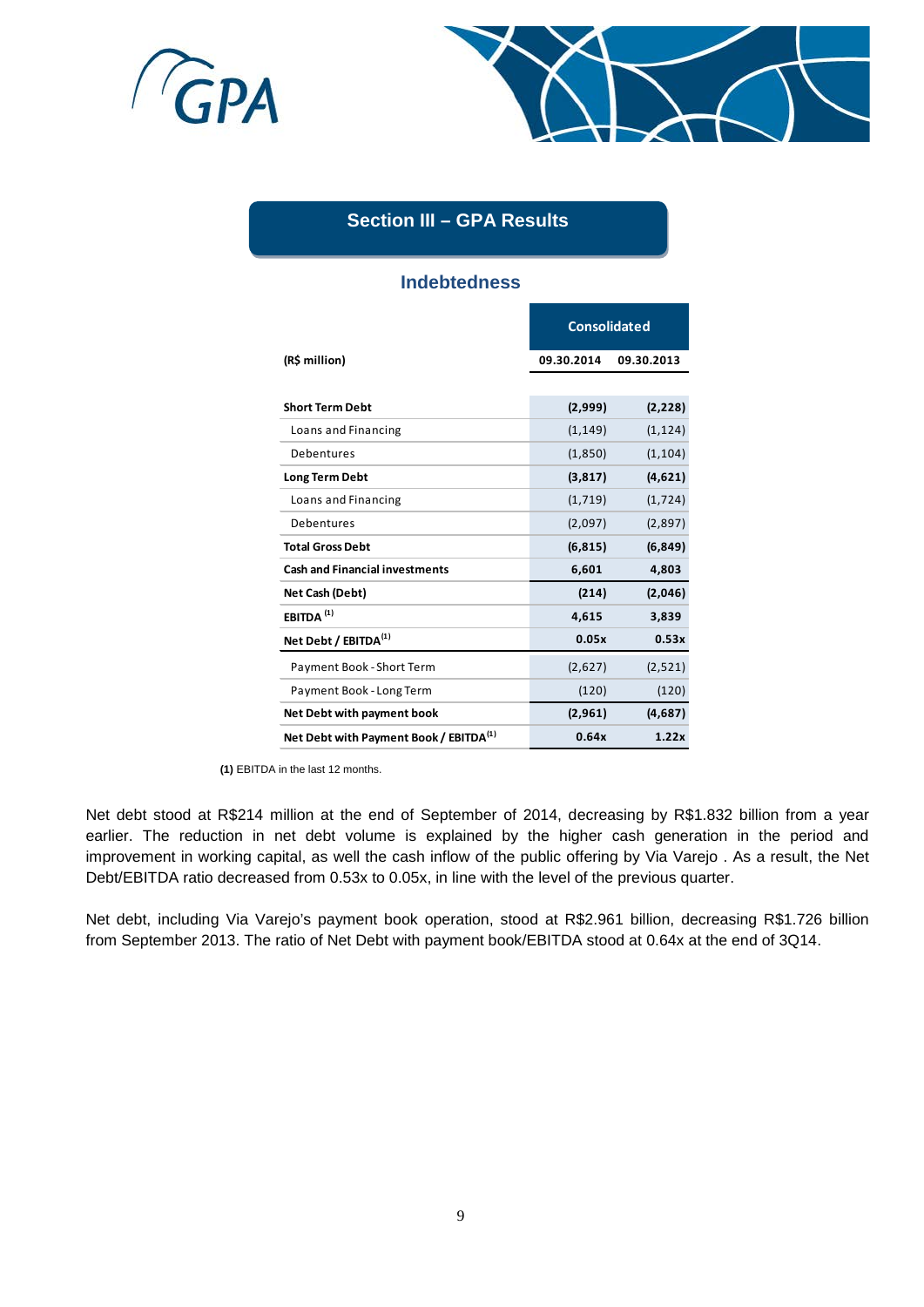## Section III – GPA Results

### Indebtedness

| (R$ million) | Consolidated | |
|---|---|---|
| | 09.30.2014 | 09.30.2013 |
| **Short Term Debt** | **(2,999)** | **(2,228)** |
| Loans and Financing | (1,149) | (1,124) |
| Debentures | (1,850) | (1,104) |
| **Long Term Debt** | **(3,817)** | **(4,621)** |
| Loans and Financing | (1,719) | (1,724) |
| Debentures | (2,097) | (2,897) |
| **Total Gross Debt** | **(6,815)** | **(6,849)** |
| **Cash and Financial investments** | **6,601** | **4,803** |
| **Net Cash (Debt)** | **(214)** | **(2,046)** |
| **EBITDA (1)** | **4,615** | **3,839** |
| **Net Debt / EBITDA(1)** | **0.05x** | **0.53x** |
| Payment Book - Short Term | (2,627) | (2,521) |
| Payment Book - Long Term | (120) | (120) |
| **Net Debt with payment book** | **(2,961)** | **(4,687)** |
| **Net Debt with Payment Book / EBITDA(1)** | **0.64x** | **1.22x** |

**(1)** EBITDA in the last 12 months.

Net debt stood at R$214 million at the end of September of 2014, decreasing by R$1.832 billion from a year earlier. The reduction in net debt volume is explained by the higher cash generation in the period and improvement in working capital, as well the cash inflow of the public offering by Via Varejo . As a result, the Net Debt/EBITDA ratio decreased from 0.53x to 0.05x, in line with the level of the previous quarter.

Net debt, including Via Varejo's payment book operation, stood at R$2.961 billion, decreasing R$1.726 billion from September 2013. The ratio of Net Debt with payment book/EBITDA stood at 0.64x at the end of 3Q14.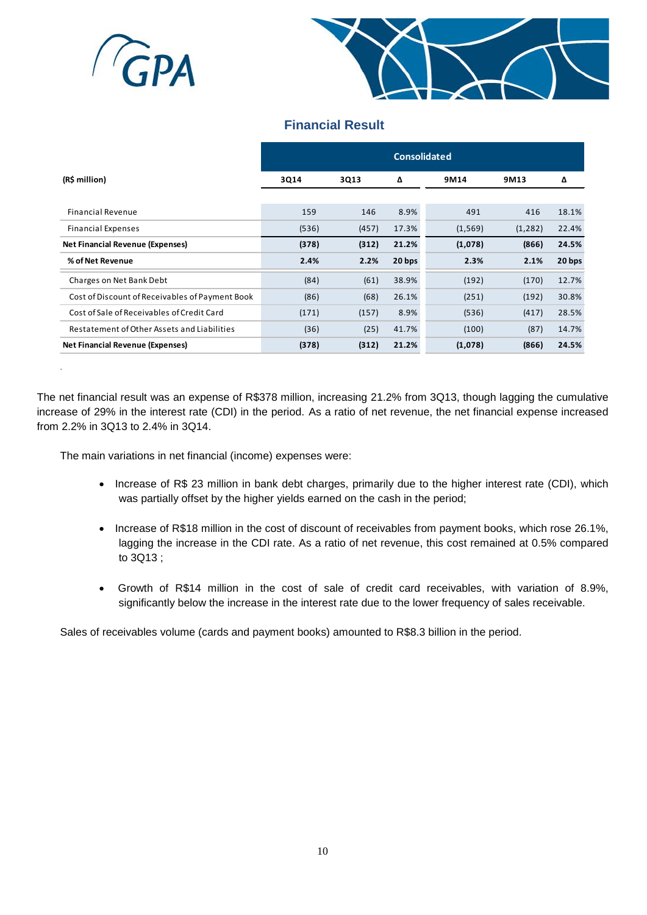## Financial Result

| (R$ million) | Consolidated | | | | | |
|---|---|---|---|---|---|---|
| | 3Q14 | 3Q13 | Δ | 9M14 | 9M13 | Δ |
| Financial Revenue | 159 | 146 | 8.9% | 491 | 416 | 18.1% |
| Financial Expenses | (536) | (457) | 17.3% | (1,569) | (1,282) | 22.4% |
| **Net Financial Revenue (Expenses)** | **(378)** | **(312)** | **21.2%** | **(1,078)** | **(866)** | **24.5%** |
| **% of Net Revenue** | **2.4%** | **2.2%** | **20 bps** | **2.3%** | **2.1%** | **20 bps** |
| Charges on Net Bank Debt | (84) | (61) | 38.9% | (192) | (170) | 12.7% |
| Cost of Discount of Receivables of Payment Book | (86) | (68) | 26.1% | (251) | (192) | 30.8% |
| Cost of Sale of Receivables of Credit Card | (171) | (157) | 8.9% | (536) | (417) | 28.5% |
| Restatement of Other Assets and Liabilities | (36) | (25) | 41.7% | (100) | (87) | 14.7% |
| **Net Financial Revenue (Expenses)** | **(378)** | **(312)** | **21.2%** | **(1,078)** | **(866)** | **24.5%** |

The net financial result was an expense of R$378 million, increasing 21.2% from 3Q13, though lagging the cumulative increase of 29% in the interest rate (CDI) in the period. As a ratio of net revenue, the net financial expense increased from 2.2% in 3Q13 to 2.4% in 3Q14.

The main variations in net financial (income) expenses were:

- Increase of R$ 23 million in bank debt charges, primarily due to the higher interest rate (CDI), which was partially offset by the higher yields earned on the cash in the period;
- Increase of R$18 million in the cost of discount of receivables from payment books, which rose 26.1%, lagging the increase in the CDI rate. As a ratio of net revenue, this cost remained at 0.5% compared to 3Q13 ;
- Growth of R$14 million in the cost of sale of credit card receivables, with variation of 8.9%, significantly below the increase in the interest rate due to the lower frequency of sales receivable.

Sales of receivables volume (cards and payment books) amounted to R$8.3 billion in the period.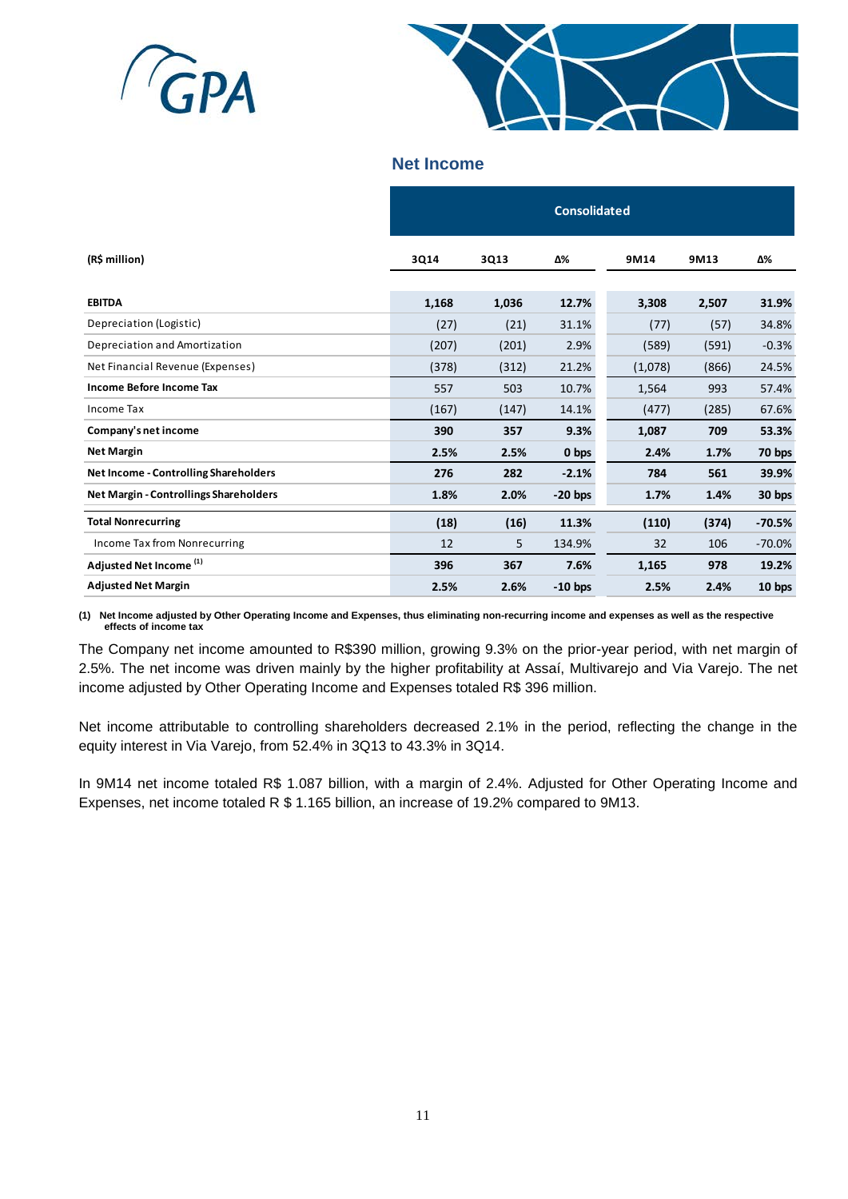## Net Income

| (R$ million) | Consolidated | | | | | |
|---|---|---|---|---|---|---|
| | **3Q14** | **3Q13** | **Δ%** | **9M14** | **9M13** | **Δ%** |
| **EBITDA** | **1,168** | **1,036** | **12.7%** | **3,308** | **2,507** | **31.9%** |
| Depreciation (Logistic) | (27) | (21) | 31.1% | (77) | (57) | 34.8% |
| Depreciation and Amortization | (207) | (201) | 2.9% | (589) | (591) | -0.3% |
| Net Financial Revenue (Expenses) | (378) | (312) | 21.2% | (1,078) | (866) | 24.5% |
| **Income Before Income Tax** | 557 | 503 | 10.7% | 1,564 | 993 | 57.4% |
| Income Tax | (167) | (147) | 14.1% | (477) | (285) | 67.6% |
| **Company's net income** | **390** | **357** | **9.3%** | **1,087** | **709** | **53.3%** |
| **Net Margin** | **2.5%** | **2.5%** | **0 bps** | **2.4%** | **1.7%** | **70 bps** |
| **Net Income - Controlling Shareholders** | **276** | **282** | **-2.1%** | **784** | **561** | **39.9%** |
| **Net Margin - Controllings Shareholders** | **1.8%** | **2.0%** | **-20 bps** | **1.7%** | **1.4%** | **30 bps** |
| **Total Nonrecurring** | **(18)** | **(16)** | **11.3%** | **(110)** | **(374)** | **-70.5%** |
| Income Tax from Nonrecurring | 12 | 5 | 134.9% | 32 | 106 | -70.0% |
| **Adjusted Net Income [(1)]** | **396** | **367** | **7.6%** | **1,165** | **978** | **19.2%** |
| **Adjusted Net Margin** | **2.5%** | **2.6%** | **-10 bps** | **2.5%** | **2.4%** | **10 bps** |

**(1) Net Income adjusted by Other Operating Income and Expenses, thus eliminating non-recurring income and expenses as well as the respective effects of income tax**

The Company net income amounted to R$390 million, growing 9.3% on the prior-year period, with net margin of 2.5%. The net income was driven mainly by the higher profitability at Assaí, Multivarejo and Via Varejo. The net income adjusted by Other Operating Income and Expenses totaled R$ 396 million.

Net income attributable to controlling shareholders decreased 2.1% in the period, reflecting the change in the equity interest in Via Varejo, from 52.4% in 3Q13 to 43.3% in 3Q14.

In 9M14 net income totaled R$ 1.087 billion, with a margin of 2.4%. Adjusted for Other Operating Income and Expenses, net income totaled R $ 1.165 billion, an increase of 19.2% compared to 9M13.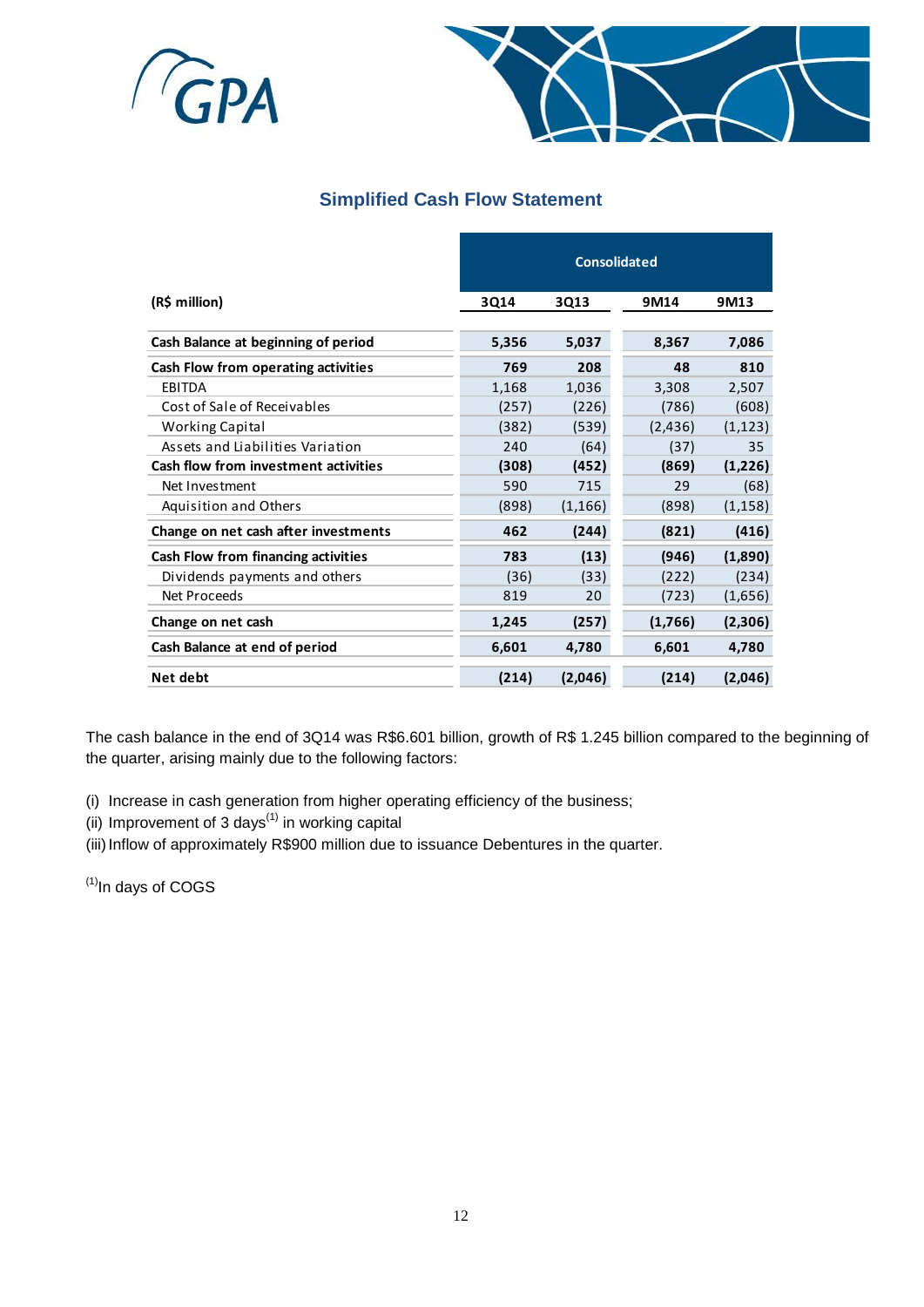## Simplified Cash Flow Statement

| (R$ million) | Consolidated | | | |
|---|---|---|---|---|
| | 3Q14 | 3Q13 | 9M14 | 9M13 |
| **Cash Balance at beginning of period** | **5,356** | **5,037** | **8,367** | **7,086** |
| **Cash Flow from operating activities** | **769** | **208** | **48** | **810** |
| EBITDA | 1,168 | 1,036 | 3,308 | 2,507 |
| Cost of Sale of Receivables | (257) | (226) | (786) | (608) |
| Working Capital | (382) | (539) | (2,436) | (1,123) |
| Assets and Liabilities Variation | 240 | (64) | (37) | 35 |
| **Cash flow from investment activities** | **(308)** | **(452)** | **(869)** | **(1,226)** |
| Net Investment | 590 | 715 | 29 | (68) |
| Aquisition and Others | (898) | (1,166) | (898) | (1,158) |
| **Change on net cash after investments** | **462** | **(244)** | **(821)** | **(416)** |
| **Cash Flow from financing activities** | **783** | **(13)** | **(946)** | **(1,890)** |
| Dividends payments and others | (36) | (33) | (222) | (234) |
| Net Proceeds | 819 | 20 | (723) | (1,656) |
| **Change on net cash** | **1,245** | **(257)** | **(1,766)** | **(2,306)** |
| **Cash Balance at end of period** | **6,601** | **4,780** | **6,601** | **4,780** |
| **Net debt** | **(214)** | **(2,046)** | **(214)** | **(2,046)** |

The cash balance in the end of 3Q14 was R$6.601 billion, growth of R$ 1.245 billion compared to the beginning of the quarter, arising mainly due to the following factors:

(i) Increase in cash generation from higher operating efficiency of the business;
(ii) Improvement of 3 days[1] in working capital
(iii) Inflow of approximately R$900 million due to issuance Debentures in the quarter.

[1]In days of COGS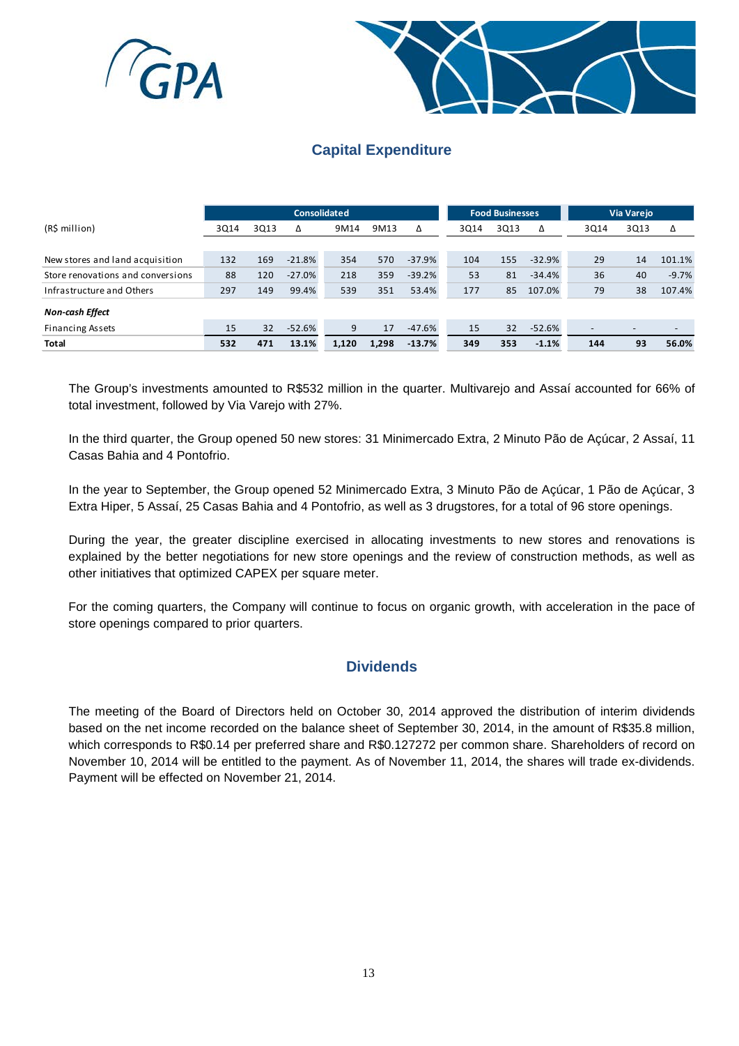## Capital Expenditure

| (R$ million) | Consolidated | | | | | | Food Businesses | | | Via Varejo | | |
|---|---|---|---|---|---|---|---|---|---|---|---|---|
| | 3Q14 | 3Q13 | Δ | 9M14 | 9M13 | Δ | 3Q14 | 3Q13 | Δ | 3Q14 | 3Q13 | Δ |
| New stores and land acquisition | 132 | 169 | -21.8% | 354 | 570 | -37.9% | 104 | 155 | -32.9% | 29 | 14 | 101.1% |
| Store renovations and conversions | 88 | 120 | -27.0% | 218 | 359 | -39.2% | 53 | 81 | -34.4% | 36 | 40 | -9.7% |
| Infrastructure and Others | 297 | 149 | 99.4% | 539 | 351 | 53.4% | 177 | 85 | 107.0% | 79 | 38 | 107.4% |
| ***Non-cash Effect*** | | | | | | | | | | | | |
| Financing Assets | 15 | 32 | -52.6% | 9 | 17 | -47.6% | 15 | 32 | -52.6% | - | - | - |
| **Total** | **532** | **471** | **13.1%** | **1,120** | **1,298** | **-13.7%** | **349** | **353** | **-1.1%** | **144** | **93** | **56.0%** |

The Group's investments amounted to R$532 million in the quarter. Multivarejo and Assaí accounted for 66% of total investment, followed by Via Varejo with 27%.

In the third quarter, the Group opened 50 new stores: 31 Minimercado Extra, 2 Minuto Pão de Açúcar, 2 Assaí, 11 Casas Bahia and 4 Pontofrio.

In the year to September, the Group opened 52 Minimercado Extra, 3 Minuto Pão de Açúcar, 1 Pão de Açúcar, 3 Extra Hiper, 5 Assaí, 25 Casas Bahia and 4 Pontofrio, as well as 3 drugstores, for a total of 96 store openings.

During the year, the greater discipline exercised in allocating investments to new stores and renovations is explained by the better negotiations for new store openings and the review of construction methods, as well as other initiatives that optimized CAPEX per square meter.

For the coming quarters, the Company will continue to focus on organic growth, with acceleration in the pace of store openings compared to prior quarters.

## Dividends

The meeting of the Board of Directors held on October 30, 2014 approved the distribution of interim dividends based on the net income recorded on the balance sheet of September 30, 2014, in the amount of R$35.8 million, which corresponds to R$0.14 per preferred share and R$0.127272 per common share. Shareholders of record on November 10, 2014 will be entitled to the payment. As of November 11, 2014, the shares will trade ex-dividends. Payment will be effected on November 21, 2014.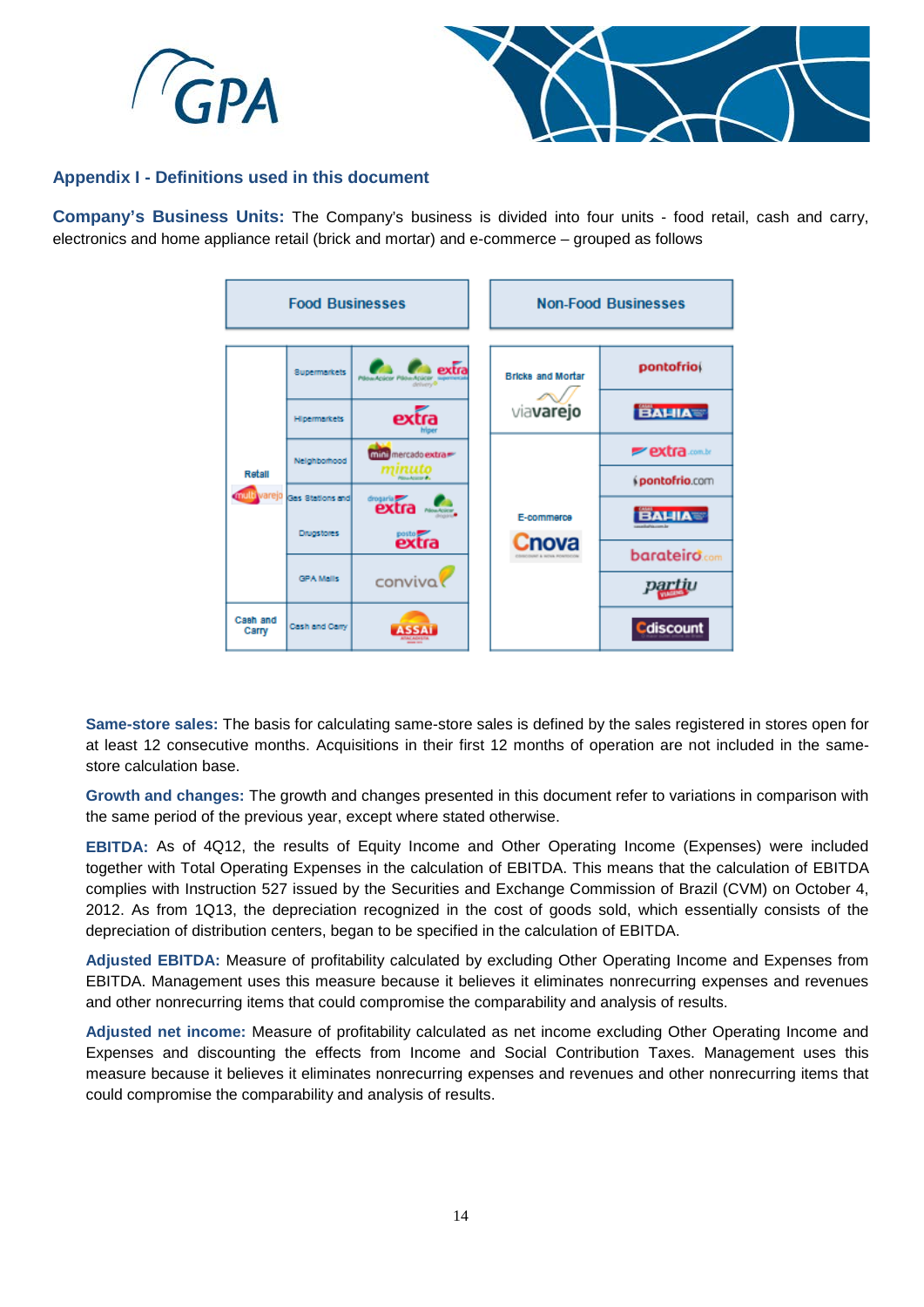## Appendix I - Definitions used in this document

**Company's Business Units:** The Company's business is divided into four units - food retail, cash and carry, electronics and home appliance retail (brick and mortar) and e-commerce – grouped as follows

| Food Businesses | | | Non-Food Businesses | |
|---|---|---|---|---|
| Retail (multivarejo) | Supermarkets | Pão de Açúcar, Pão de Açúcar delivery, extra supermercado | Bricks and Mortar (viavarejo) | pontofrio |
| | Hipermarkets | extra hiper | | CASAS BAHIA |
| | Neighborhood | mini mercado extra, minuto Pão de Açúcar | E-commerce (Cnova) | extra.com.br |
| | | | | pontofrio.com |
| | Gas Stations and Drugstores | drogaria extra, Pão de Açúcar drogaria, posto extra | | CASAS BAHIA casasbahia.com.br |
| | | | | barateiro.com |
| | GPA Malls | conviva | | partiu viagens |
| Cash and Carry | Cash and Carry | ASSAÍ atacadista | | Cdiscount |

**Same-store sales:** The basis for calculating same-store sales is defined by the sales registered in stores open for at least 12 consecutive months. Acquisitions in their first 12 months of operation are not included in the same-store calculation base.

**Growth and changes:** The growth and changes presented in this document refer to variations in comparison with the same period of the previous year, except where stated otherwise.

**EBITDA:** As of 4Q12, the results of Equity Income and Other Operating Income (Expenses) were included together with Total Operating Expenses in the calculation of EBITDA. This means that the calculation of EBITDA complies with Instruction 527 issued by the Securities and Exchange Commission of Brazil (CVM) on October 4, 2012. As from 1Q13, the depreciation recognized in the cost of goods sold, which essentially consists of the depreciation of distribution centers, began to be specified in the calculation of EBITDA.

**Adjusted EBITDA:** Measure of profitability calculated by excluding Other Operating Income and Expenses from EBITDA. Management uses this measure because it believes it eliminates nonrecurring expenses and revenues and other nonrecurring items that could compromise the comparability and analysis of results.

**Adjusted net income:** Measure of profitability calculated as net income excluding Other Operating Income and Expenses and discounting the effects from Income and Social Contribution Taxes. Management uses this measure because it believes it eliminates nonrecurring expenses and revenues and other nonrecurring items that could compromise the comparability and analysis of results.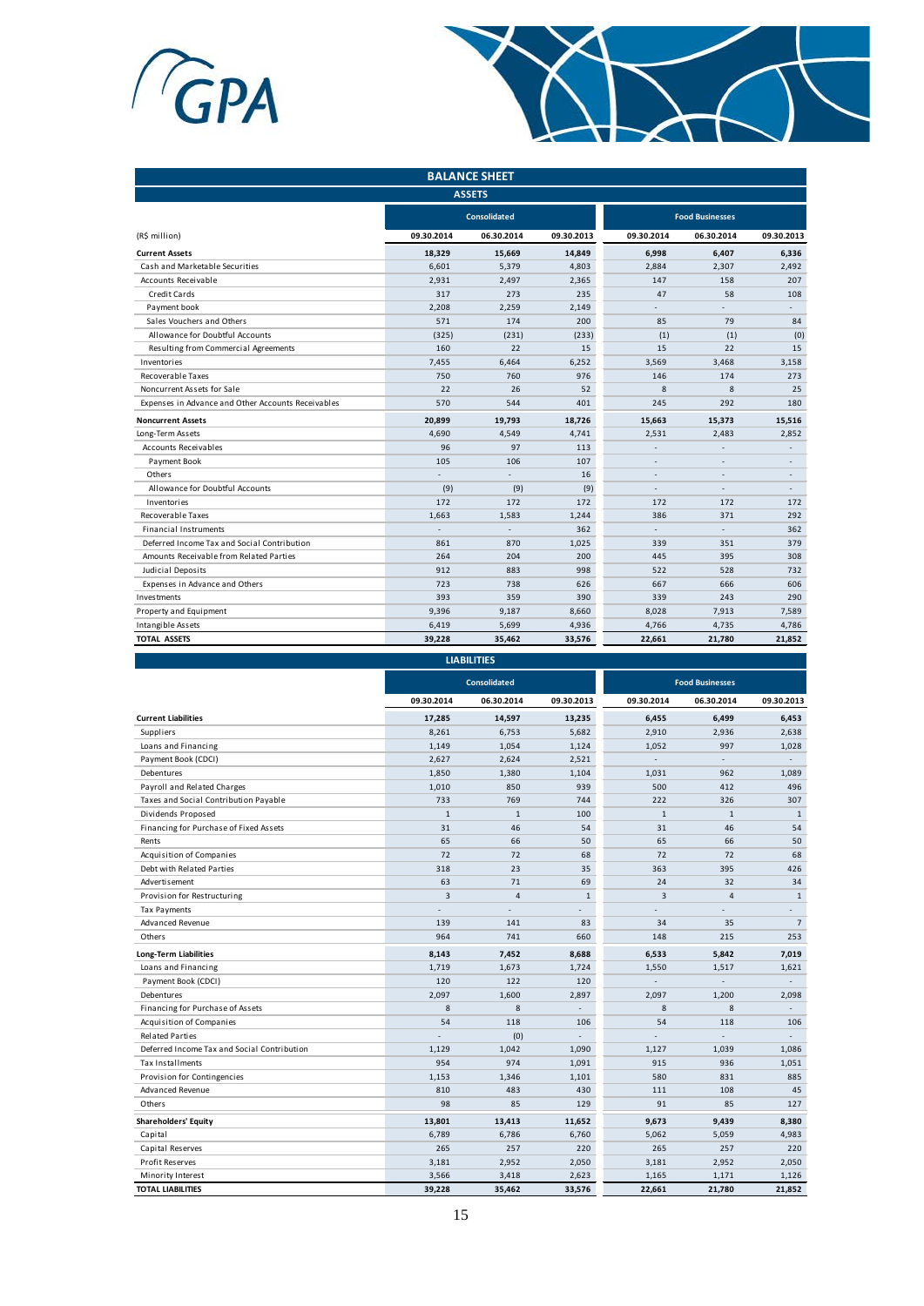## BALANCE SHEET

### ASSETS

| (R$ million) | Consolidated | | | Food Businesses | | |
|---|---|---|---|---|---|---|
| | 09.30.2014 | 06.30.2014 | 09.30.2013 | 09.30.2014 | 06.30.2014 | 09.30.2013 |
| **Current Assets** | **18,329** | **15,669** | **14,849** | **6,998** | **6,407** | **6,336** |
| Cash and Marketable Securities | 6,601 | 5,379 | 4,803 | 2,884 | 2,307 | 2,492 |
| Accounts Receivable | 2,931 | 2,497 | 2,365 | 147 | 158 | 207 |
| Credit Cards | 317 | 273 | 235 | 47 | 58 | 108 |
| Payment book | 2,208 | 2,259 | 2,149 | - | - | - |
| Sales Vouchers and Others | 571 | 174 | 200 | 85 | 79 | 84 |
| Allowance for Doubtful Accounts | (325) | (231) | (233) | (1) | (1) | (0) |
| Resulting from Commercial Agreements | 160 | 22 | 15 | 15 | 22 | 15 |
| Inventories | 7,455 | 6,464 | 6,252 | 3,569 | 3,468 | 3,158 |
| Recoverable Taxes | 750 | 760 | 976 | 146 | 174 | 273 |
| Noncurrent Assets for Sale | 22 | 26 | 52 | 8 | 8 | 25 |
| Expenses in Advance and Other Accounts Receivables | 570 | 544 | 401 | 245 | 292 | 180 |
| **Noncurrent Assets** | **20,899** | **19,793** | **18,726** | **15,663** | **15,373** | **15,516** |
| Long-Term Assets | 4,690 | 4,549 | 4,741 | 2,531 | 2,483 | 2,852 |
| Accounts Receivables | 96 | 97 | 113 | - | - | - |
| Payment Book | 105 | 106 | 107 | - | - | - |
| Others | - | - | 16 | - | - | - |
| Allowance for Doubtful Accounts | (9) | (9) | (9) | - | - | - |
| Inventories | 172 | 172 | 172 | 172 | 172 | 172 |
| Recoverable Taxes | 1,663 | 1,583 | 1,244 | 386 | 371 | 292 |
| Financial Instruments | - | - | 362 | - | - | 362 |
| Deferred Income Tax and Social Contribution | 861 | 870 | 1,025 | 339 | 351 | 379 |
| Amounts Receivable from Related Parties | 264 | 204 | 200 | 445 | 395 | 308 |
| Judicial Deposits | 912 | 883 | 998 | 522 | 528 | 732 |
| Expenses in Advance and Others | 723 | 738 | 626 | 667 | 666 | 606 |
| Investments | 393 | 359 | 390 | 339 | 243 | 290 |
| Property and Equipment | 9,396 | 9,187 | 8,660 | 8,028 | 7,913 | 7,589 |
| Intangible Assets | 6,419 | 5,699 | 4,936 | 4,766 | 4,735 | 4,786 |
| **TOTAL ASSETS** | **39,228** | **35,462** | **33,576** | **22,661** | **21,780** | **21,852** |

### LIABILITIES

| | Consolidated | | | Food Businesses | | |
|---|---|---|---|---|---|---|
| | 09.30.2014 | 06.30.2014 | 09.30.2013 | 09.30.2014 | 06.30.2014 | 09.30.2013 |
| **Current Liabilities** | **17,285** | **14,597** | **13,235** | **6,455** | **6,499** | **6,453** |
| Suppliers | 8,261 | 6,753 | 5,682 | 2,910 | 2,936 | 2,638 |
| Loans and Financing | 1,149 | 1,054 | 1,124 | 1,052 | 997 | 1,028 |
| Payment Book (CDCI) | 2,627 | 2,624 | 2,521 | - | - | - |
| Debentures | 1,850 | 1,380 | 1,104 | 1,031 | 962 | 1,089 |
| Payroll and Related Charges | 1,010 | 850 | 939 | 500 | 412 | 496 |
| Taxes and Social Contribution Payable | 733 | 769 | 744 | 222 | 326 | 307 |
| Dividends Proposed | 1 | 1 | 100 | 1 | 1 | 1 |
| Financing for Purchase of Fixed Assets | 31 | 46 | 54 | 31 | 46 | 54 |
| Rents | 65 | 66 | 50 | 65 | 66 | 50 |
| Acquisition of Companies | 72 | 72 | 68 | 72 | 72 | 68 |
| Debt with Related Parties | 318 | 23 | 35 | 363 | 395 | 426 |
| Advertisement | 63 | 71 | 69 | 24 | 32 | 34 |
| Provision for Restructuring | 3 | 4 | 1 | 3 | 4 | 1 |
| Tax Payments | - | - | - | - | - | - |
| Advanced Revenue | 139 | 141 | 83 | 34 | 35 | 7 |
| Others | 964 | 741 | 660 | 148 | 215 | 253 |
| **Long-Term Liabilities** | **8,143** | **7,452** | **8,688** | **6,533** | **5,842** | **7,019** |
| Loans and Financing | 1,719 | 1,673 | 1,724 | 1,550 | 1,517 | 1,621 |
| Payment Book (CDCI) | 120 | 122 | 120 | - | - | - |
| Debentures | 2,097 | 1,600 | 2,897 | 2,097 | 1,200 | 2,098 |
| Financing for Purchase of Assets | 8 | 8 | - | 8 | 8 | - |
| Acquisition of Companies | 54 | 118 | 106 | 54 | 118 | 106 |
| Related Parties | - | (0) | - | - | - | - |
| Deferred Income Tax and Social Contribution | 1,129 | 1,042 | 1,090 | 1,127 | 1,039 | 1,086 |
| Tax Installments | 954 | 974 | 1,091 | 915 | 936 | 1,051 |
| Provision for Contingencies | 1,153 | 1,346 | 1,101 | 580 | 831 | 885 |
| Advanced Revenue | 810 | 483 | 430 | 111 | 108 | 45 |
| Others | 98 | 85 | 129 | 91 | 85 | 127 |
| **Shareholders' Equity** | **13,801** | **13,413** | **11,652** | **9,673** | **9,439** | **8,380** |
| Capital | 6,789 | 6,786 | 6,760 | 5,062 | 5,059 | 4,983 |
| Capital Reserves | 265 | 257 | 220 | 265 | 257 | 220 |
| Profit Reserves | 3,181 | 2,952 | 2,050 | 3,181 | 2,952 | 2,050 |
| Minority Interest | 3,566 | 3,418 | 2,623 | 1,165 | 1,171 | 1,126 |
| **TOTAL LIABILITIES** | **39,228** | **35,462** | **33,576** | **22,661** | **21,780** | **21,852** |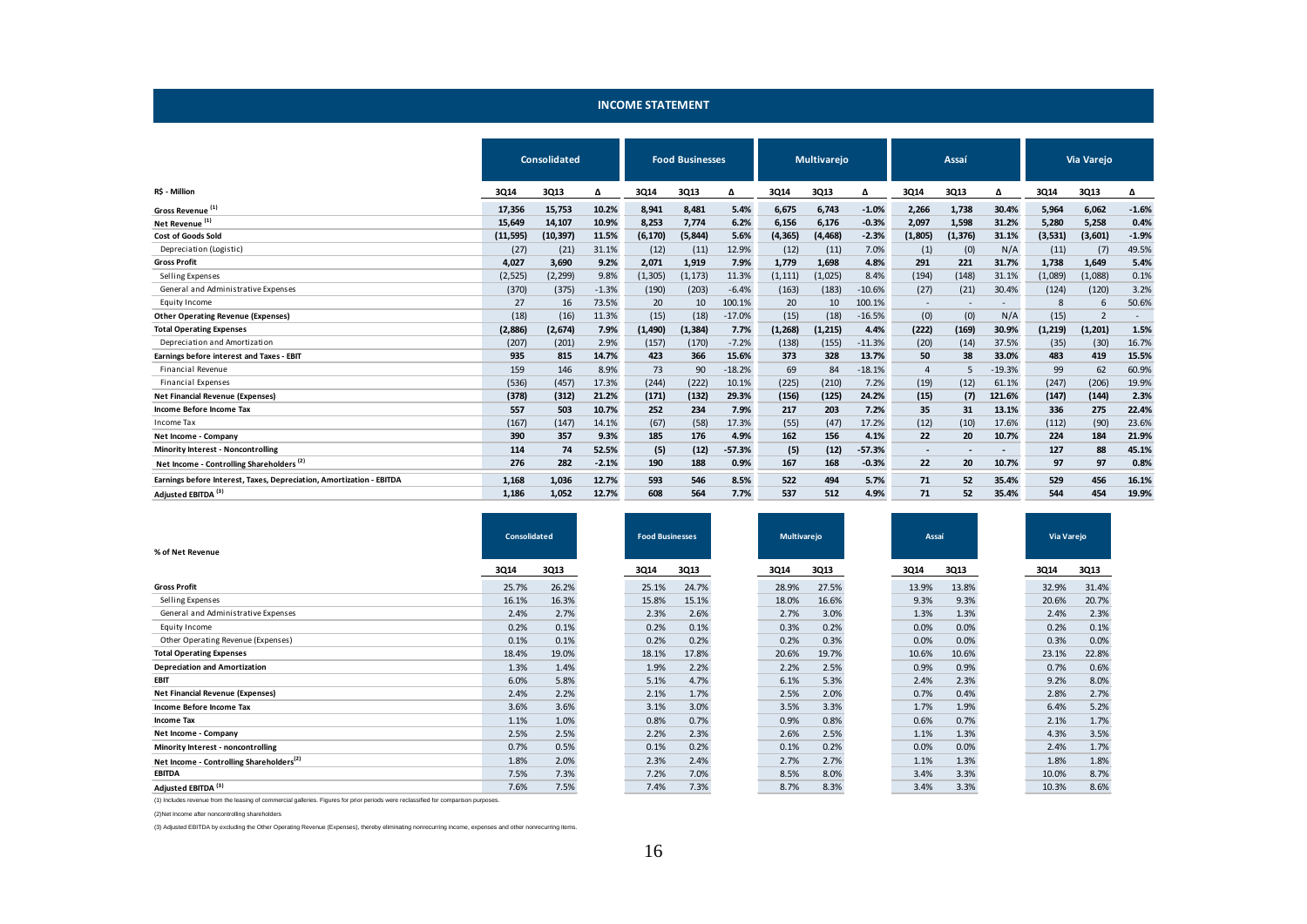## INCOME STATEMENT

| R$ - Million | Consolidated | | | Food Businesses | | | Multivarejo | | | Assaí | | | Via Varejo | | |
|---|---|---|---|---|---|---|---|---|---|---|---|---|---|---|---|
| | 3Q14 | 3Q13 | Δ | 3Q14 | 3Q13 | Δ | 3Q14 | 3Q13 | Δ | 3Q14 | 3Q13 | Δ | 3Q14 | 3Q13 | Δ |
| **Gross Revenue [1]** | **17,356** | **15,753** | **10.2%** | **8,941** | **8,481** | **5.4%** | **6,675** | **6,743** | **-1.0%** | **2,266** | **1,738** | **30.4%** | **5,964** | **6,062** | **-1.6%** |
| **Net Revenue [1]** | **15,649** | **14,107** | **10.9%** | **8,253** | **7,774** | **6.2%** | **6,156** | **6,176** | **-0.3%** | **2,097** | **1,598** | **31.2%** | **5,280** | **5,258** | **0.4%** |
| **Cost of Goods Sold** | **(11,595)** | **(10,397)** | **11.5%** | **(6,170)** | **(5,844)** | **5.6%** | **(4,365)** | **(4,468)** | **-2.3%** | **(1,805)** | **(1,376)** | **31.1%** | **(3,531)** | **(3,601)** | **-1.9%** |
| Depreciation (Logistic) | (27) | (21) | 31.1% | (12) | (11) | 12.9% | (12) | (11) | 7.0% | (1) | (0) | N/A | (11) | (7) | 49.5% |
| **Gross Profit** | **4,027** | **3,690** | **9.2%** | **2,071** | **1,919** | **7.9%** | **1,779** | **1,698** | **4.8%** | **291** | **221** | **31.7%** | **1,738** | **1,649** | **5.4%** |
| Selling Expenses | (2,525) | (2,299) | 9.8% | (1,305) | (1,173) | 11.3% | (1,111) | (1,025) | 8.4% | (194) | (148) | 31.1% | (1,089) | (1,088) | 0.1% |
| General and Administrative Expenses | (370) | (375) | -1.3% | (190) | (203) | -6.4% | (163) | (183) | -10.6% | (27) | (21) | 30.4% | (124) | (120) | 3.2% |
| Equity Income | 27 | 16 | 73.5% | 20 | 10 | 100.1% | 20 | 10 | 100.1% | - | - | - | 8 | 6 | 50.6% |
| **Other Operating Revenue (Expenses)** | (18) | (16) | 11.3% | (15) | (18) | -17.0% | (15) | (18) | -16.5% | (0) | (0) | N/A | (15) | 2 | - |
| **Total Operating Expenses** | **(2,886)** | **(2,674)** | **7.9%** | **(1,490)** | **(1,384)** | **7.7%** | **(1,268)** | **(1,215)** | **4.4%** | **(222)** | **(169)** | **30.9%** | **(1,219)** | **(1,201)** | **1.5%** |
| Depreciation and Amortization | (207) | (201) | 2.9% | (157) | (170) | -7.2% | (138) | (155) | -11.3% | (20) | (14) | 37.5% | (35) | (30) | 16.7% |
| **Earnings before interest and Taxes - EBIT** | **935** | **815** | **14.7%** | **423** | **366** | **15.6%** | **373** | **328** | **13.7%** | **50** | **38** | **33.0%** | **483** | **419** | **15.5%** |
| Financial Revenue | 159 | 146 | 8.9% | 73 | 90 | -18.2% | 69 | 84 | -18.1% | 4 | 5 | -19.3% | 99 | 62 | 60.9% |
| Financial Expenses | (536) | (457) | 17.3% | (244) | (222) | 10.1% | (225) | (210) | 7.2% | (19) | (12) | 61.1% | (247) | (206) | 19.9% |
| **Net Financial Revenue (Expenses)** | **(378)** | **(312)** | **21.2%** | **(171)** | **(132)** | **29.3%** | **(156)** | **(125)** | **24.2%** | **(15)** | **(7)** | **121.6%** | **(147)** | **(144)** | **2.3%** |
| **Income Before Income Tax** | **557** | **503** | **10.7%** | **252** | **234** | **7.9%** | **217** | **203** | **7.2%** | **35** | **31** | **13.1%** | **336** | **275** | **22.4%** |
| Income Tax | (167) | (147) | 14.1% | (67) | (58) | 17.3% | (55) | (47) | 17.2% | (12) | (10) | 17.6% | (112) | (90) | 23.6% |
| **Net Income - Company** | **390** | **357** | **9.3%** | **185** | **176** | **4.9%** | **162** | **156** | **4.1%** | **22** | **20** | **10.7%** | **224** | **184** | **21.9%** |
| **Minority Interest - Noncontrolling** | **114** | **74** | **52.5%** | **(5)** | **(12)** | **-57.3%** | **(5)** | **(12)** | **-57.3%** | - | - | - | **127** | **88** | **45.1%** |
| **Net Income - Controlling Shareholders [2]** | **276** | **282** | **-2.1%** | **190** | **188** | **0.9%** | **167** | **168** | **-0.3%** | **22** | **20** | **10.7%** | **97** | **97** | **0.8%** |
| **Earnings before Interest, Taxes, Depreciation, Amortization - EBITDA** | **1,168** | **1,036** | **12.7%** | **593** | **546** | **8.5%** | **522** | **494** | **5.7%** | **71** | **52** | **35.4%** | **529** | **456** | **16.1%** |
| **Adjusted EBITDA [3]** | **1,186** | **1,052** | **12.7%** | **608** | **564** | **7.7%** | **537** | **512** | **4.9%** | **71** | **52** | **35.4%** | **544** | **454** | **19.9%** |

| % of Net Revenue | Consolidated | | Food Businesses | | Multivarejo | | Assaí | | Via Varejo | |
|---|---|---|---|---|---|---|---|---|---|---|
| | 3Q14 | 3Q13 | 3Q14 | 3Q13 | 3Q14 | 3Q13 | 3Q14 | 3Q13 | 3Q14 | 3Q13 |
| **Gross Profit** | 25.7% | 26.2% | 25.1% | 24.7% | 28.9% | 27.5% | 13.9% | 13.8% | 32.9% | 31.4% |
| Selling Expenses | 16.1% | 16.3% | 15.8% | 15.1% | 18.0% | 16.6% | 9.3% | 9.3% | 20.6% | 20.7% |
| General and Administrative Expenses | 2.4% | 2.7% | 2.3% | 2.6% | 2.7% | 3.0% | 1.3% | 1.3% | 2.4% | 2.3% |
| Equity Income | 0.2% | 0.1% | 0.2% | 0.1% | 0.3% | 0.2% | 0.0% | 0.0% | 0.2% | 0.1% |
| Other Operating Revenue (Expenses) | 0.1% | 0.1% | 0.2% | 0.2% | 0.2% | 0.3% | 0.0% | 0.0% | 0.3% | 0.0% |
| **Total Operating Expenses** | 18.4% | 19.0% | 18.1% | 17.8% | 20.6% | 19.7% | 10.6% | 10.6% | 23.1% | 22.8% |
| **Depreciation and Amortization** | 1.3% | 1.4% | 1.9% | 2.2% | 2.2% | 2.5% | 0.9% | 0.9% | 0.7% | 0.6% |
| **EBIT** | 6.0% | 5.8% | 5.1% | 4.7% | 6.1% | 5.3% | 2.4% | 2.3% | 9.2% | 8.0% |
| **Net Financial Revenue (Expenses)** | 2.4% | 2.2% | 2.1% | 1.7% | 2.5% | 2.0% | 0.7% | 0.4% | 2.8% | 2.7% |
| **Income Before Income Tax** | 3.6% | 3.6% | 3.1% | 3.0% | 3.5% | 3.3% | 1.7% | 1.9% | 6.4% | 5.2% |
| **Income Tax** | 1.1% | 1.0% | 0.8% | 0.7% | 0.9% | 0.8% | 0.6% | 0.7% | 2.1% | 1.7% |
| **Net Income - Company** | 2.5% | 2.5% | 2.2% | 2.3% | 2.6% | 2.5% | 1.1% | 1.3% | 4.3% | 3.5% |
| **Minority Interest - noncontrolling** | 0.7% | 0.5% | 0.1% | 0.2% | 0.1% | 0.2% | 0.0% | 0.0% | 2.4% | 1.7% |
| **Net Income - Controlling Shareholders [2]** | 1.8% | 2.0% | 2.3% | 2.4% | 2.7% | 2.7% | 1.1% | 1.3% | 1.8% | 1.8% |
| **EBITDA** | 7.5% | 7.3% | 7.2% | 7.0% | 8.5% | 8.0% | 3.4% | 3.3% | 10.0% | 8.7% |
| **Adjusted EBITDA [3]** | 7.6% | 7.5% | 7.4% | 7.3% | 8.7% | 8.3% | 3.4% | 3.3% | 10.3% | 8.6% |

(1) Includes revenue from the leasing of commercial galleries. Figures for prior periods were reclassified for comparison purposes.

(2)Net Income after noncontrolling shareholders

(3) Adjusted EBITDA by excluding the Other Operating Revenue (Expenses), thereby eliminating nonrecurring income, expenses and other nonrecurring items.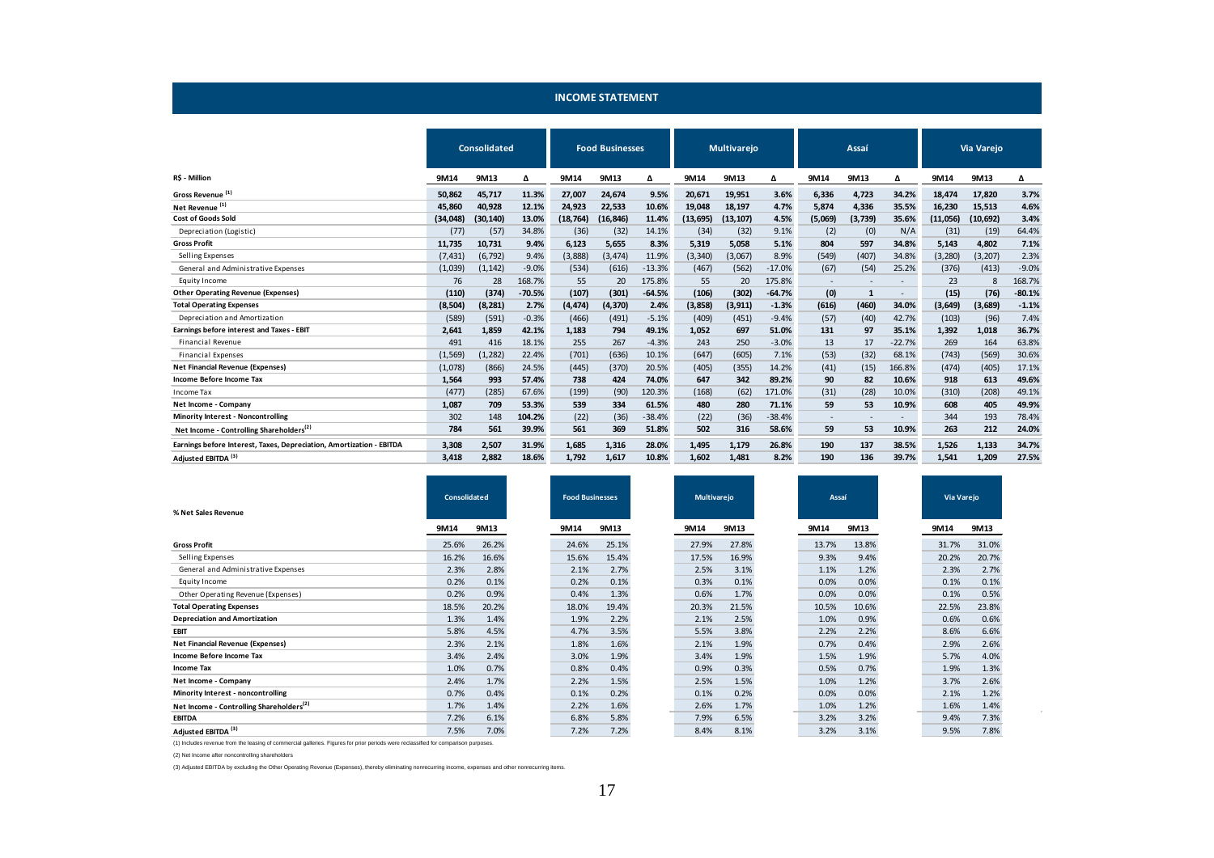## INCOME STATEMENT

| R$ - Million | Consolidated | | | Food Businesses | | | Multivarejo | | | Assaí | | | Via Varejo | | |
|---|---|---|---|---|---|---|---|---|---|---|---|---|---|---|---|
| | 9M14 | 9M13 | Δ | 9M14 | 9M13 | Δ | 9M14 | 9M13 | Δ | 9M14 | 9M13 | Δ | 9M14 | 9M13 | Δ |
| **Gross Revenue (1)** | **50,862** | **45,717** | **11.3%** | **27,007** | **24,674** | **9.5%** | **20,671** | **19,951** | **3.6%** | **6,336** | **4,723** | **34.2%** | **18,474** | **17,820** | **3.7%** |
| **Net Revenue (1)** | **45,860** | **40,928** | **12.1%** | **24,923** | **22,533** | **10.6%** | **19,048** | **18,197** | **4.7%** | **5,874** | **4,336** | **35.5%** | **16,230** | **15,513** | **4.6%** |
| **Cost of Goods Sold** | **(34,048)** | **(30,140)** | **13.0%** | **(18,764)** | **(16,846)** | **11.4%** | **(13,695)** | **(13,107)** | **4.5%** | **(5,069)** | **(3,739)** | **35.6%** | **(11,056)** | **(10,692)** | **3.4%** |
| Depreciation (Logistic) | (77) | (57) | 34.8% | (36) | (32) | 14.1% | (34) | (32) | 9.1% | (2) | (0) | N/A | (31) | (19) | 64.4% |
| **Gross Profit** | **11,735** | **10,731** | **9.4%** | **6,123** | **5,655** | **8.3%** | **5,319** | **5,058** | **5.1%** | **804** | **597** | **34.8%** | **5,143** | **4,802** | **7.1%** |
| Selling Expenses | (7,431) | (6,792) | 9.4% | (3,888) | (3,474) | 11.9% | (3,340) | (3,067) | 8.9% | (549) | (407) | 34.8% | (3,280) | (3,207) | 2.3% |
| General and Administrative Expenses | (1,039) | (1,142) | -9.0% | (534) | (616) | -13.3% | (467) | (562) | -17.0% | (67) | (54) | 25.2% | (376) | (413) | -9.0% |
| Equity Income | 76 | 28 | 168.7% | 55 | 20 | 175.8% | 55 | 20 | 175.8% | - | - | - | 23 | 8 | 168.7% |
| **Other Operating Revenue (Expenses)** | **(110)** | **(374)** | **-70.5%** | **(107)** | **(301)** | **-64.5%** | **(106)** | **(302)** | **-64.7%** | **(0)** | **1** | **-** | **(15)** | **(76)** | **-80.1%** |
| **Total Operating Expenses** | **(8,504)** | **(8,281)** | **2.7%** | **(4,474)** | **(4,370)** | **2.4%** | **(3,858)** | **(3,911)** | **-1.3%** | **(616)** | **(460)** | **34.0%** | **(3,649)** | **(3,689)** | **-1.1%** |
| Depreciation and Amortization | (589) | (591) | -0.3% | (466) | (491) | -5.1% | (409) | (451) | -9.4% | (57) | (40) | 42.7% | (103) | (96) | 7.4% |
| **Earnings before interest and Taxes - EBIT** | **2,641** | **1,859** | **42.1%** | **1,183** | **794** | **49.1%** | **1,052** | **697** | **51.0%** | **131** | **97** | **35.1%** | **1,392** | **1,018** | **36.7%** |
| Financial Revenue | 491 | 416 | 18.1% | 255 | 267 | -4.3% | 243 | 250 | -3.0% | 13 | 17 | -22.7% | 269 | 164 | 63.8% |
| Financial Expenses | (1,569) | (1,282) | 22.4% | (701) | (636) | 10.1% | (647) | (605) | 7.1% | (53) | (32) | 68.1% | (743) | (569) | 30.6% |
| **Net Financial Revenue (Expenses)** | (1,078) | (866) | 24.5% | (445) | (370) | 20.5% | (405) | (355) | 14.2% | (41) | (15) | 166.8% | (474) | (405) | 17.1% |
| **Income Before Income Tax** | **1,564** | **993** | **57.4%** | **738** | **424** | **74.0%** | **647** | **342** | **89.2%** | **90** | **82** | **10.6%** | **918** | **613** | **49.6%** |
| Income Tax | (477) | (285) | 67.6% | (199) | (90) | 120.3% | (168) | (62) | 171.0% | (31) | (28) | 10.0% | (310) | (208) | 49.1% |
| **Net Income - Company** | **1,087** | **709** | **53.3%** | **539** | **334** | **61.5%** | **480** | **280** | **71.1%** | **59** | **53** | **10.9%** | **608** | **405** | **49.9%** |
| **Minority Interest - Noncontrolling** | 302 | 148 | 104.2% | (22) | (36) | -38.4% | (22) | (36) | -38.4% | - | - | - | 344 | 193 | 78.4% |
| **Net Income - Controlling Shareholders(2)** | **784** | **561** | **39.9%** | **561** | **369** | **51.8%** | **502** | **316** | **58.6%** | **59** | **53** | **10.9%** | **263** | **212** | **24.0%** |
| **Earnings before Interest, Taxes, Depreciation, Amortization - EBITDA** | **3,308** | **2,507** | **31.9%** | **1,685** | **1,316** | **28.0%** | **1,495** | **1,179** | **26.8%** | **190** | **137** | **38.5%** | **1,526** | **1,133** | **34.7%** |
| **Adjusted EBITDA (3)** | **3,418** | **2,882** | **18.6%** | **1,792** | **1,617** | **10.8%** | **1,602** | **1,481** | **8.2%** | **190** | **136** | **39.7%** | **1,541** | **1,209** | **27.5%** |

| % Net Sales Revenue | Consolidated | | Food Businesses | | Multivarejo | | Assaí | | Via Varejo | |
|---|---|---|---|---|---|---|---|---|---|---|
| | 9M14 | 9M13 | 9M14 | 9M13 | 9M14 | 9M13 | 9M14 | 9M13 | 9M14 | 9M13 |
| **Gross Profit** | 25.6% | 26.2% | 24.6% | 25.1% | 27.9% | 27.8% | 13.7% | 13.8% | 31.7% | 31.0% |
| Selling Expenses | 16.2% | 16.6% | 15.6% | 15.4% | 17.5% | 16.9% | 9.3% | 9.4% | 20.2% | 20.7% |
| General and Administrative Expenses | 2.3% | 2.8% | 2.1% | 2.7% | 2.5% | 3.1% | 1.1% | 1.2% | 2.3% | 2.7% |
| Equity Income | 0.2% | 0.1% | 0.2% | 0.1% | 0.3% | 0.1% | 0.0% | 0.0% | 0.1% | 0.1% |
| Other Operating Revenue (Expenses) | 0.2% | 0.9% | 0.4% | 1.3% | 0.6% | 1.7% | 0.0% | 0.0% | 0.1% | 0.5% |
| **Total Operating Expenses** | 18.5% | 20.2% | 18.0% | 19.4% | 20.3% | 21.5% | 10.5% | 10.6% | 22.5% | 23.8% |
| **Depreciation and Amortization** | 1.3% | 1.4% | 1.9% | 2.2% | 2.1% | 2.5% | 1.0% | 0.9% | 0.6% | 0.6% |
| **EBIT** | 5.8% | 4.5% | 4.7% | 3.5% | 5.5% | 3.8% | 2.2% | 2.2% | 8.6% | 6.6% |
| **Net Financial Revenue (Expenses)** | 2.3% | 2.1% | 1.8% | 1.6% | 2.1% | 1.9% | 0.7% | 0.4% | 2.9% | 2.6% |
| **Income Before Income Tax** | 3.4% | 2.4% | 3.0% | 1.9% | 3.4% | 1.9% | 1.5% | 1.9% | 5.7% | 4.0% |
| **Income Tax** | 1.0% | 0.7% | 0.8% | 0.4% | 0.9% | 0.3% | 0.5% | 0.7% | 1.9% | 1.3% |
| **Net Income - Company** | 2.4% | 1.7% | 2.2% | 1.5% | 2.5% | 1.5% | 1.0% | 1.2% | 3.7% | 2.6% |
| **Minority Interest - noncontrolling** | 0.7% | 0.4% | 0.1% | 0.2% | 0.1% | 0.2% | 0.0% | 0.0% | 2.1% | 1.2% |
| **Net Income - Controlling Shareholders(2)** | 1.7% | 1.4% | 2.2% | 1.6% | 2.6% | 1.7% | 1.0% | 1.2% | 1.6% | 1.4% |
| **EBITDA** | 7.2% | 6.1% | 6.8% | 5.8% | 7.9% | 6.5% | 3.2% | 3.2% | 9.4% | 7.3% |
| **Adjusted EBITDA (3)** | 7.5% | 7.0% | 7.2% | 7.2% | 8.4% | 8.1% | 3.2% | 3.1% | 9.5% | 7.8% |

(1) Includes revenue from the leasing of commercial galleries. Figures for prior periods were reclassified for comparison purposes.

(2) Net Income after noncontrolling shareholders

(3) Adjusted EBITDA by excluding the Other Operating Revenue (Expenses), thereby eliminating nonrecurring income, expenses and other nonrecurring items.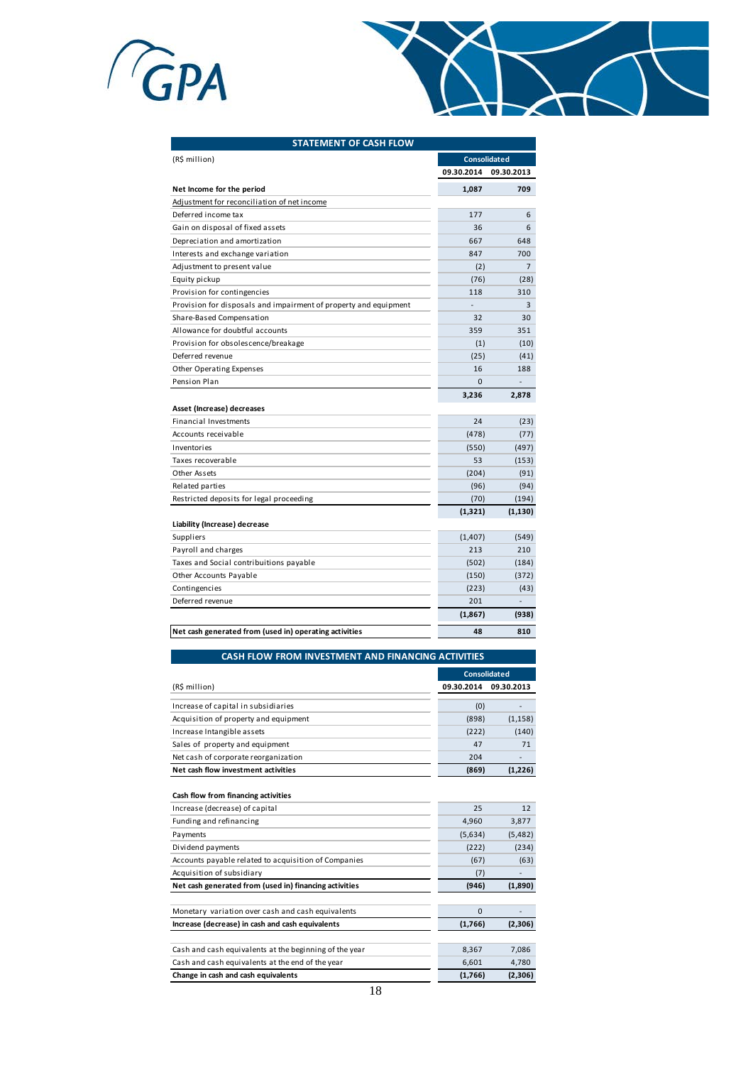## STATEMENT OF CASH FLOW

| (R$ million) | Consolidated | |
|---|---|---|
| | 09.30.2014 | 09.30.2013 |
| **Net Income for the period** | **1,087** | **709** |
| Adjustment for reconciliation of net income | | |
| Deferred income tax | 177 | 6 |
| Gain on disposal of fixed assets | 36 | 6 |
| Depreciation and amortization | 667 | 648 |
| Interests and exchange variation | 847 | 700 |
| Adjustment to present value | (2) | 7 |
| Equity pickup | (76) | (28) |
| Provision for contingencies | 118 | 310 |
| Provision for disposals and impairment of property and equipment | - | 3 |
| Share-Based Compensation | 32 | 30 |
| Allowance for doubtful accounts | 359 | 351 |
| Provision for obsolescence/breakage | (1) | (10) |
| Deferred revenue | (25) | (41) |
| Other Operating Expenses | 16 | 188 |
| Pension Plan | 0 | - |
| | **3,236** | **2,878** |
| **Asset (Increase) decreases** | | |
| Financial Investments | 24 | (23) |
| Accounts receivable | (478) | (77) |
| Inventories | (550) | (497) |
| Taxes recoverable | 53 | (153) |
| Other Assets | (204) | (91) |
| Related parties | (96) | (94) |
| Restricted deposits for legal proceeding | (70) | (194) |
| | **(1,321)** | **(1,130)** |
| **Liability (Increase) decrease** | | |
| Suppliers | (1,407) | (549) |
| Payroll and charges | 213 | 210 |
| Taxes and Social contribuitions payable | (502) | (184) |
| Other Accounts Payable | (150) | (372) |
| Contingencies | (223) | (43) |
| Deferred revenue | 201 | - |
| | **(1,867)** | **(938)** |
| **Net cash generated from (used in) operating activities** | **48** | **810** |

## CASH FLOW FROM INVESTMENT AND FINANCING ACTIVITIES

| (R$ million) | Consolidated | |
|---|---|---|
| | 09.30.2014 | 09.30.2013 |
| Increase of capital in subsidiaries | (0) | - |
| Acquisition of property and equipment | (898) | (1,158) |
| Increase Intangible assets | (222) | (140) |
| Sales of property and equipment | 47 | 71 |
| Net cash of corporate reorganization | 204 | - |
| **Net cash flow investment activities** | **(869)** | **(1,226)** |
| **Cash flow from financing activities** | | |
| Increase (decrease) of capital | 25 | 12 |
| Funding and refinancing | 4,960 | 3,877 |
| Payments | (5,634) | (5,482) |
| Dividend payments | (222) | (234) |
| Accounts payable related to acquisition of Companies | (67) | (63) |
| Acquisition of subsidiary | (7) | - |
| **Net cash generated from (used in) financing activities** | **(946)** | **(1,890)** |
| Monetary variation over cash and cash equivalents | 0 | - |
| **Increase (decrease) in cash and cash equivalents** | **(1,766)** | **(2,306)** |
| Cash and cash equivalents at the beginning of the year | 8,367 | 7,086 |
| Cash and cash equivalents at the end of the year | 6,601 | 4,780 |
| **Change in cash and cash equivalents** | **(1,766)** | **(2,306)** |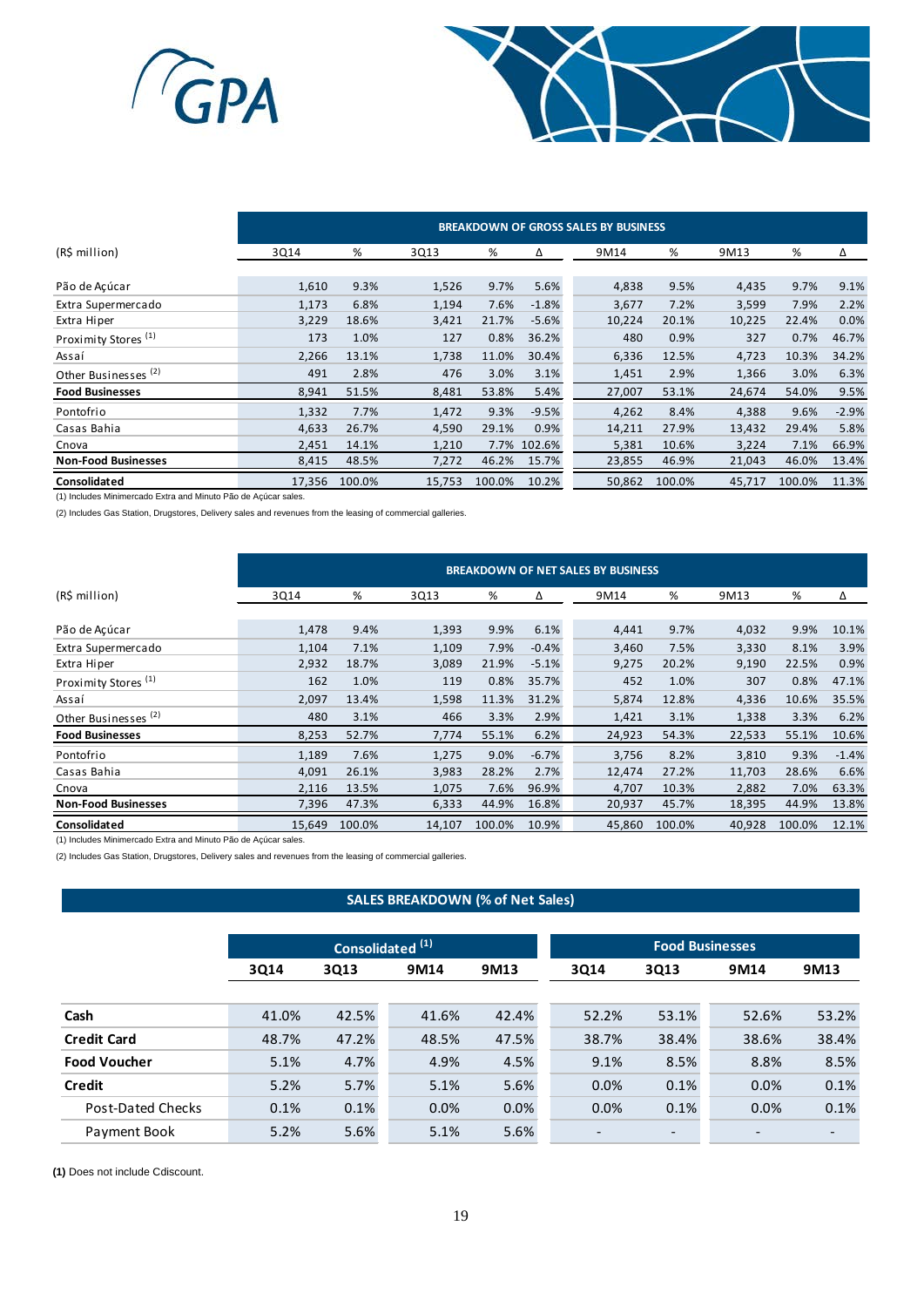| BREAKDOWN OF GROSS SALES BY BUSINESS | | | | | | | | | | |
|---|---|---|---|---|---|---|---|---|---|---|
| (R$ million) | 3Q14 | % | 3Q13 | % | Δ | 9M14 | % | 9M13 | % | Δ |
| Pão de Açúcar | 1,610 | 9.3% | 1,526 | 9.7% | 5.6% | 4,838 | 9.5% | 4,435 | 9.7% | 9.1% |
| Extra Supermercado | 1,173 | 6.8% | 1,194 | 7.6% | -1.8% | 3,677 | 7.2% | 3,599 | 7.9% | 2.2% |
| Extra Hiper | 3,229 | 18.6% | 3,421 | 21.7% | -5.6% | 10,224 | 20.1% | 10,225 | 22.4% | 0.0% |
| Proximity Stores (1) | 173 | 1.0% | 127 | 0.8% | 36.2% | 480 | 0.9% | 327 | 0.7% | 46.7% |
| Assaí | 2,266 | 13.1% | 1,738 | 11.0% | 30.4% | 6,336 | 12.5% | 4,723 | 10.3% | 34.2% |
| Other Businesses (2) | 491 | 2.8% | 476 | 3.0% | 3.1% | 1,451 | 2.9% | 1,366 | 3.0% | 6.3% |
| **Food Businesses** | 8,941 | 51.5% | 8,481 | 53.8% | 5.4% | 27,007 | 53.1% | 24,674 | 54.0% | 9.5% |
| Pontofrio | 1,332 | 7.7% | 1,472 | 9.3% | -9.5% | 4,262 | 8.4% | 4,388 | 9.6% | -2.9% |
| Casas Bahia | 4,633 | 26.7% | 4,590 | 29.1% | 0.9% | 14,211 | 27.9% | 13,432 | 29.4% | 5.8% |
| Cnova | 2,451 | 14.1% | 1,210 | 7.7% | 102.6% | 5,381 | 10.6% | 3,224 | 7.1% | 66.9% |
| **Non-Food Businesses** | 8,415 | 48.5% | 7,272 | 46.2% | 15.7% | 23,855 | 46.9% | 21,043 | 46.0% | 13.4% |
| **Consolidated** | 17,356 | 100.0% | 15,753 | 100.0% | 10.2% | 50,862 | 100.0% | 45,717 | 100.0% | 11.3% |

(1) Includes Minimercado Extra and Minuto Pão de Açúcar sales.

(2) Includes Gas Station, Drugstores, Delivery sales and revenues from the leasing of commercial galleries.

| BREAKDOWN OF NET SALES BY BUSINESS | | | | | | | | | | |
|---|---|---|---|---|---|---|---|---|---|---|
| (R$ million) | 3Q14 | % | 3Q13 | % | Δ | 9M14 | % | 9M13 | % | Δ |
| Pão de Açúcar | 1,478 | 9.4% | 1,393 | 9.9% | 6.1% | 4,441 | 9.7% | 4,032 | 9.9% | 10.1% |
| Extra Supermercado | 1,104 | 7.1% | 1,109 | 7.9% | -0.4% | 3,460 | 7.5% | 3,330 | 8.1% | 3.9% |
| Extra Hiper | 2,932 | 18.7% | 3,089 | 21.9% | -5.1% | 9,275 | 20.2% | 9,190 | 22.5% | 0.9% |
| Proximity Stores (1) | 162 | 1.0% | 119 | 0.8% | 35.7% | 452 | 1.0% | 307 | 0.8% | 47.1% |
| Assaí | 2,097 | 13.4% | 1,598 | 11.3% | 31.2% | 5,874 | 12.8% | 4,336 | 10.6% | 35.5% |
| Other Businesses (2) | 480 | 3.1% | 466 | 3.3% | 2.9% | 1,421 | 3.1% | 1,338 | 3.3% | 6.2% |
| **Food Businesses** | 8,253 | 52.7% | 7,774 | 55.1% | 6.2% | 24,923 | 54.3% | 22,533 | 55.1% | 10.6% |
| Pontofrio | 1,189 | 7.6% | 1,275 | 9.0% | -6.7% | 3,756 | 8.2% | 3,810 | 9.3% | -1.4% |
| Casas Bahia | 4,091 | 26.1% | 3,983 | 28.2% | 2.7% | 12,474 | 27.2% | 11,703 | 28.6% | 6.6% |
| Cnova | 2,116 | 13.5% | 1,075 | 7.6% | 96.9% | 4,707 | 10.3% | 2,882 | 7.0% | 63.3% |
| **Non-Food Businesses** | 7,396 | 47.3% | 6,333 | 44.9% | 16.8% | 20,937 | 45.7% | 18,395 | 44.9% | 13.8% |
| **Consolidated** | 15,649 | 100.0% | 14,107 | 100.0% | 10.9% | 45,860 | 100.0% | 40,928 | 100.0% | 12.1% |

(1) Includes Minimercado Extra and Minuto Pão de Açúcar sales.

(2) Includes Gas Station, Drugstores, Delivery sales and revenues from the leasing of commercial galleries.

| SALES BREAKDOWN (% of Net Sales) | | | | | | | | |
|---|---|---|---|---|---|---|---|---|
| | Consolidated (1) | | | | Food Businesses | | | |
| | 3Q14 | 3Q13 | 9M14 | 9M13 | 3Q14 | 3Q13 | 9M14 | 9M13 |
| **Cash** | 41.0% | 42.5% | 41.6% | 42.4% | 52.2% | 53.1% | 52.6% | 53.2% |
| **Credit Card** | 48.7% | 47.2% | 48.5% | 47.5% | 38.7% | 38.4% | 38.6% | 38.4% |
| **Food Voucher** | 5.1% | 4.7% | 4.9% | 4.5% | 9.1% | 8.5% | 8.8% | 8.5% |
| **Credit** | 5.2% | 5.7% | 5.1% | 5.6% | 0.0% | 0.1% | 0.0% | 0.1% |
| Post-Dated Checks | 0.1% | 0.1% | 0.0% | 0.0% | 0.0% | 0.1% | 0.0% | 0.1% |
| Payment Book | 5.2% | 5.6% | 5.1% | 5.6% | - | - | - | - |

**(1)** Does not include Cdiscount.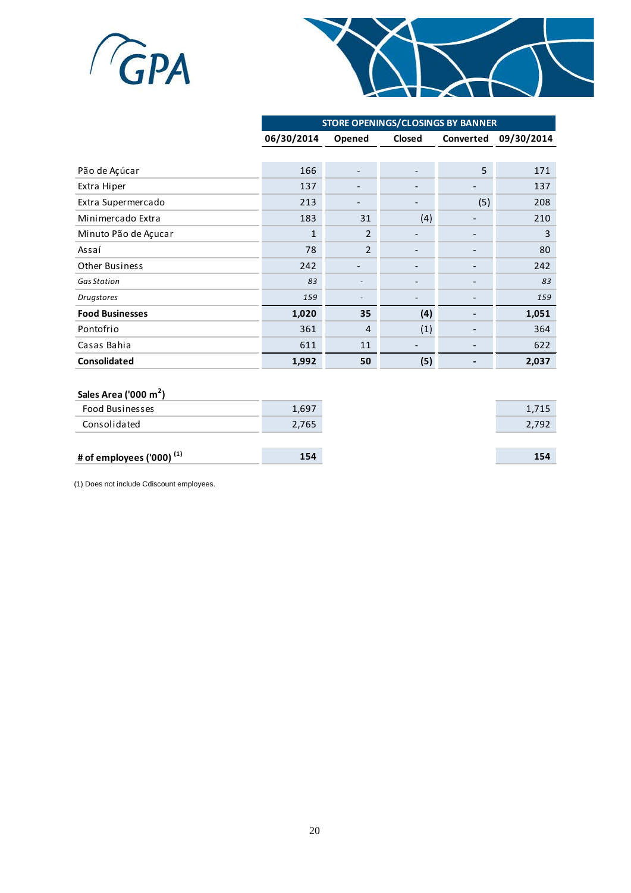| | STORE OPENINGS/CLOSINGS BY BANNER | | | | |
|---|---|---|---|---|---|
| | 06/30/2014 | Opened | Closed | Converted | 09/30/2014 |
| Pão de Açúcar | 166 | - | - | 5 | 171 |
| Extra Hiper | 137 | - | - | - | 137 |
| Extra Supermercado | 213 | - | - | (5) | 208 |
| Minimercado Extra | 183 | 31 | (4) | - | 210 |
| Minuto Pão de Açucar | 1 | 2 | - | - | 3 |
| Assaí | 78 | 2 | - | - | 80 |
| Other Business | 242 | - | - | - | 242 |
| *Gas Station* | *83* | - | - | - | *83* |
| *Drugstores* | *159* | - | - | - | *159* |
| **Food Businesses** | **1,020** | **35** | **(4)** | **-** | **1,051** |
| Pontofrio | 361 | 4 | (1) | - | 364 |
| Casas Bahia | 611 | 11 | - | - | 622 |
| **Consolidated** | **1,992** | **50** | **(5)** | **-** | **2,037** |

| **Sales Area ('000 $m^2$)** | | |
|---|---|---|
| Food Businesses | 1,697 | 1,715 |
| Consolidated | 2,765 | 2,792 |
| **# of employees ('000)** (1) | **154** | **154** |

(1) Does not include Cdiscount employees.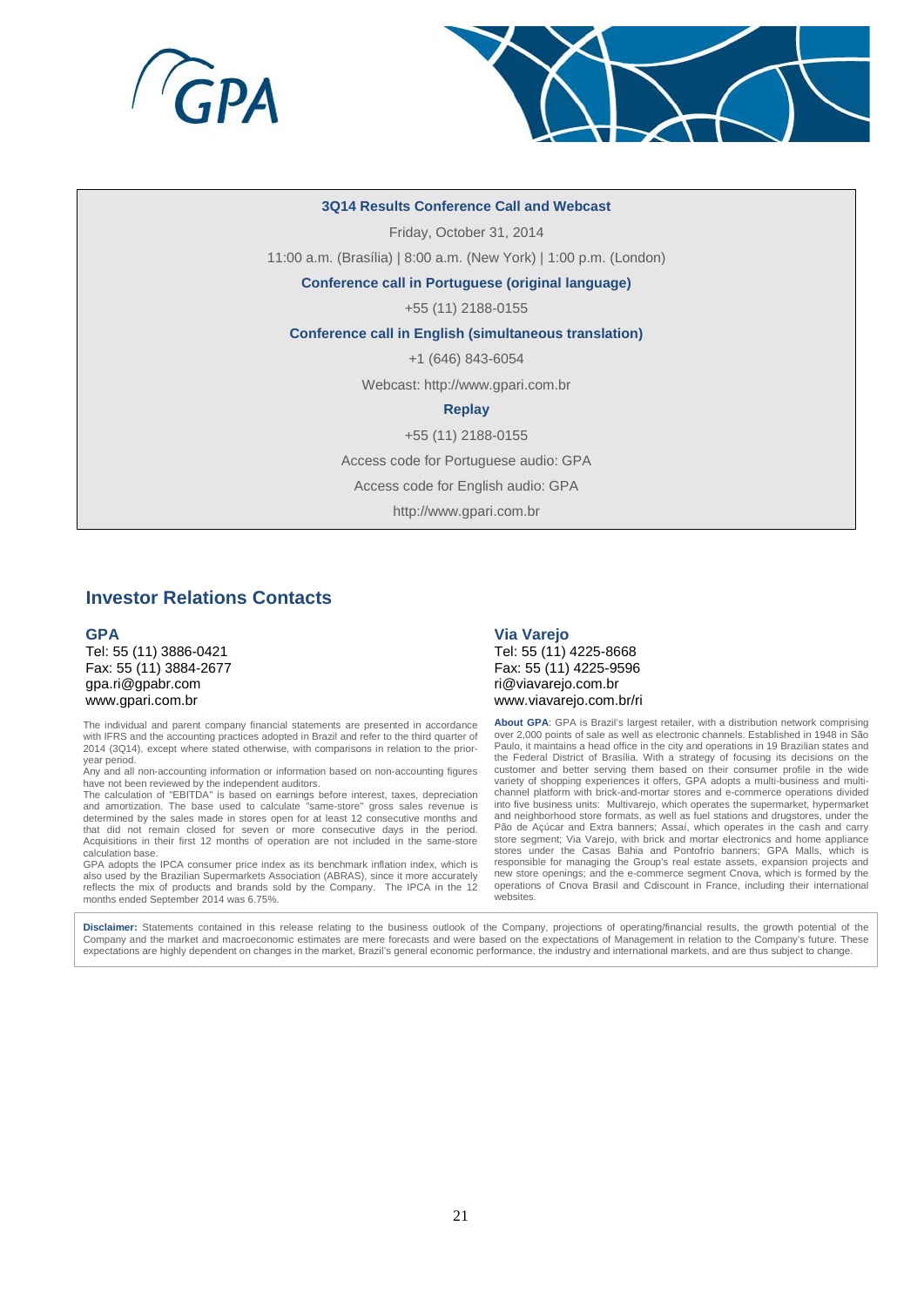**3Q14 Results Conference Call and Webcast**

Friday, October 31, 2014

11:00 a.m. (Brasília) | 8:00 a.m. (New York) | 1:00 p.m. (London)

**Conference call in Portuguese (original language)**

+55 (11) 2188-0155

**Conference call in English (simultaneous translation)**

+1 (646) 843-6054

Webcast: http://www.gpari.com.br

**Replay**

+55 (11) 2188-0155

Access code for Portuguese audio: GPA

Access code for English audio: GPA

http://www.gpari.com.br

## Investor Relations Contacts

**GPA**
Tel: 55 (11) 3886-0421
Fax: 55 (11) 3884-2677
gpa.ri@gpabr.com
www.gpari.com.br

**Via Varejo**
Tel: 55 (11) 4225-8668
Fax: 55 (11) 4225-9596
ri@viavarejo.com.br
www.viavarejo.com.br/ri

The individual and parent company financial statements are presented in accordance with IFRS and the accounting practices adopted in Brazil and refer to the third quarter of 2014 (3Q14), except where stated otherwise, with comparisons in relation to the prior-year period.
Any and all non-accounting information or information based on non-accounting figures have not been reviewed by the independent auditors.
The calculation of "EBITDA" is based on earnings before interest, taxes, depreciation and amortization. The base used to calculate "same-store" gross sales revenue is determined by the sales made in stores open for at least 12 consecutive months and that did not remain closed for seven or more consecutive days in the period. Acquisitions in their first 12 months of operation are not included in the same-store calculation base.
GPA adopts the IPCA consumer price index as its benchmark inflation index, which is also used by the Brazilian Supermarkets Association (ABRAS), since it more accurately reflects the mix of products and brands sold by the Company. The IPCA in the 12 months ended September 2014 was 6.75%.

**About GPA**: GPA is Brazil's largest retailer, with a distribution network comprising over 2,000 points of sale as well as electronic channels. Established in 1948 in São Paulo, it maintains a head office in the city and operations in 19 Brazilian states and the Federal District of Brasília. With a strategy of focusing its decisions on the customer and better serving them based on their consumer profile in the wide variety of shopping experiences it offers, GPA adopts a multi-business and multi-channel platform with brick-and-mortar stores and e-commerce operations divided into five business units: Multivarejo, which operates the supermarket, hypermarket and neighborhood store formats, as well as fuel stations and drugstores, under the Pão de Açúcar and Extra banners; Assaí, which operates in the cash and carry store segment; Via Varejo, with brick and mortar electronics and home appliance stores under the Casas Bahia and Pontofrio banners; GPA Malls, which is responsible for managing the Group's real estate assets, expansion projects and new store openings; and the e-commerce segment Cnova, which is formed by the operations of Cnova Brasil and Cdiscount in France, including their international websites.

**Disclaimer:** Statements contained in this release relating to the business outlook of the Company, projections of operating/financial results, the growth potential of the Company and the market and macroeconomic estimates are mere forecasts and were based on the expectations of Management in relation to the Company's future. These expectations are highly dependent on changes in the market, Brazil's general economic performance, the industry and international markets, and are thus subject to change.